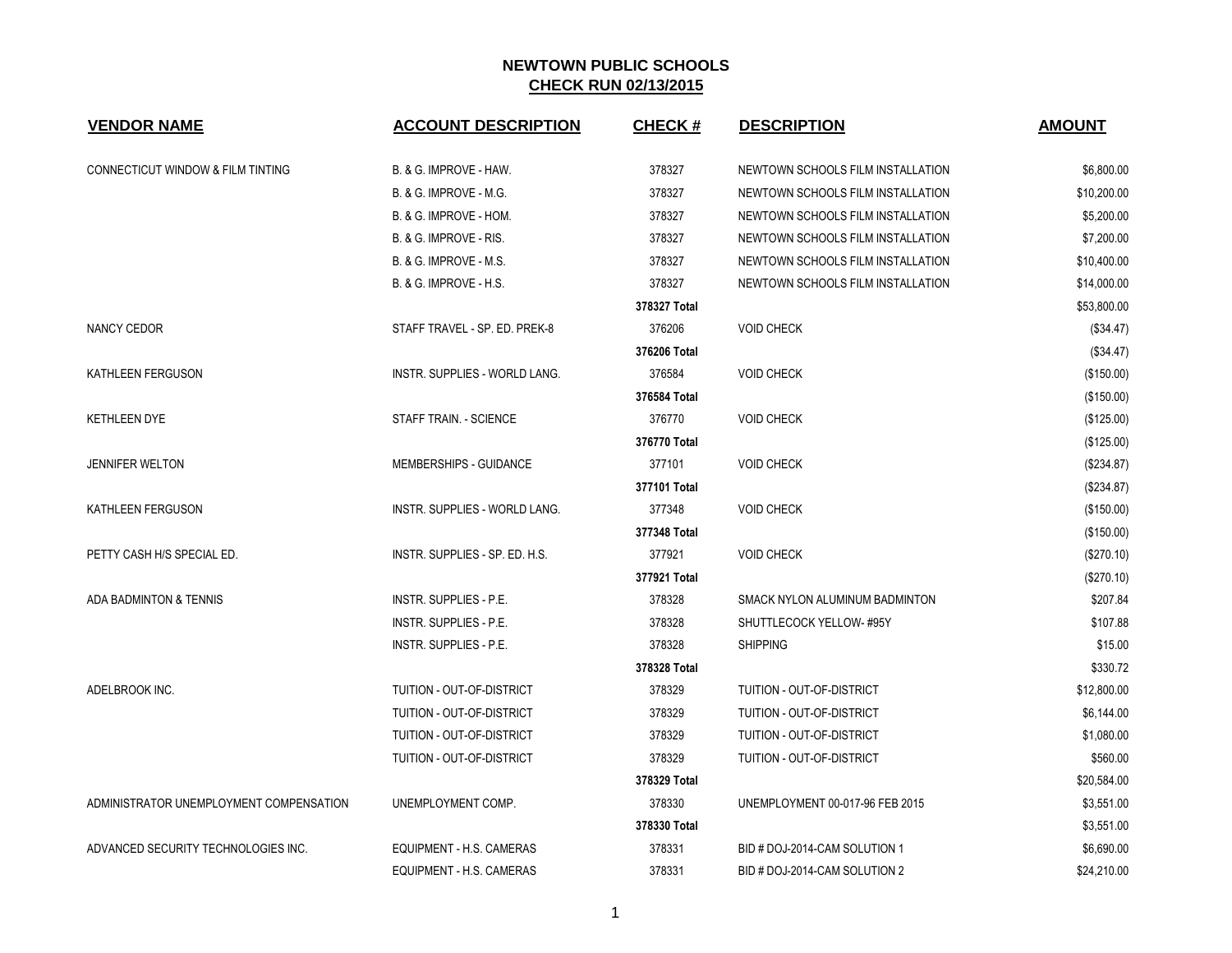# NEWTOWN PUBLIC SCHOOLS

## CHECK RUN 02/13/2015

| VENDOR NAME | ACCOUNT DESCRIPTION | CHECK # | DESCRIPTION | AMOUNT |
|---|---|---|---|---|
| CONNECTICUT WINDOW & FILM TINTING | B. & G. IMPROVE - HAW. | 378327 | NEWTOWN SCHOOLS FILM INSTALLATION | $6,800.00 |
| | B. & G. IMPROVE - M.G. | 378327 | NEWTOWN SCHOOLS FILM INSTALLATION | $10,200.00 |
| | B. & G. IMPROVE - HOM. | 378327 | NEWTOWN SCHOOLS FILM INSTALLATION | $5,200.00 |
| | B. & G. IMPROVE - RIS. | 378327 | NEWTOWN SCHOOLS FILM INSTALLATION | $7,200.00 |
| | B. & G. IMPROVE - M.S. | 378327 | NEWTOWN SCHOOLS FILM INSTALLATION | $10,400.00 |
| | B. & G. IMPROVE - H.S. | 378327 | NEWTOWN SCHOOLS FILM INSTALLATION | $14,000.00 |
| | | **378327 Total** | | $53,800.00 |
| NANCY CEDOR | STAFF TRAVEL - SP. ED. PREK-8 | 376206 | VOID CHECK | ($34.47) |
| | | **376206 Total** | | ($34.47) |
| KATHLEEN FERGUSON | INSTR. SUPPLIES - WORLD LANG. | 376584 | VOID CHECK | ($150.00) |
| | | **376584 Total** | | ($150.00) |
| KETHLEEN DYE | STAFF TRAIN. - SCIENCE | 376770 | VOID CHECK | ($125.00) |
| | | **376770 Total** | | ($125.00) |
| JENNIFER WELTON | MEMBERSHIPS - GUIDANCE | 377101 | VOID CHECK | ($234.87) |
| | | **377101 Total** | | ($234.87) |
| KATHLEEN FERGUSON | INSTR. SUPPLIES - WORLD LANG. | 377348 | VOID CHECK | ($150.00) |
| | | **377348 Total** | | ($150.00) |
| PETTY CASH H/S SPECIAL ED. | INSTR. SUPPLIES - SP. ED. H.S. | 377921 | VOID CHECK | ($270.10) |
| | | **377921 Total** | | ($270.10) |
| ADA BADMINTON & TENNIS | INSTR. SUPPLIES - P.E. | 378328 | SMACK NYLON ALUMINUM BADMINTON | $207.84 |
| | INSTR. SUPPLIES - P.E. | 378328 | SHUTTLECOCK YELLOW- #95Y | $107.88 |
| | INSTR. SUPPLIES - P.E. | 378328 | SHIPPING | $15.00 |
| | | **378328 Total** | | $330.72 |
| ADELBROOK INC. | TUITION - OUT-OF-DISTRICT | 378329 | TUITION - OUT-OF-DISTRICT | $12,800.00 |
| | TUITION - OUT-OF-DISTRICT | 378329 | TUITION - OUT-OF-DISTRICT | $6,144.00 |
| | TUITION - OUT-OF-DISTRICT | 378329 | TUITION - OUT-OF-DISTRICT | $1,080.00 |
| | TUITION - OUT-OF-DISTRICT | 378329 | TUITION - OUT-OF-DISTRICT | $560.00 |
| | | **378329 Total** | | $20,584.00 |
| ADMINISTRATOR UNEMPLOYMENT COMPENSATION | UNEMPLOYMENT COMP. | 378330 | UNEMPLOYMENT 00-017-96 FEB 2015 | $3,551.00 |
| | | **378330 Total** | | $3,551.00 |
| ADVANCED SECURITY TECHNOLOGIES INC. | EQUIPMENT - H.S. CAMERAS | 378331 | BID # DOJ-2014-CAM SOLUTION 1 | $6,690.00 |
| | EQUIPMENT - H.S. CAMERAS | 378331 | BID # DOJ-2014-CAM SOLUTION 2 | $24,210.00 |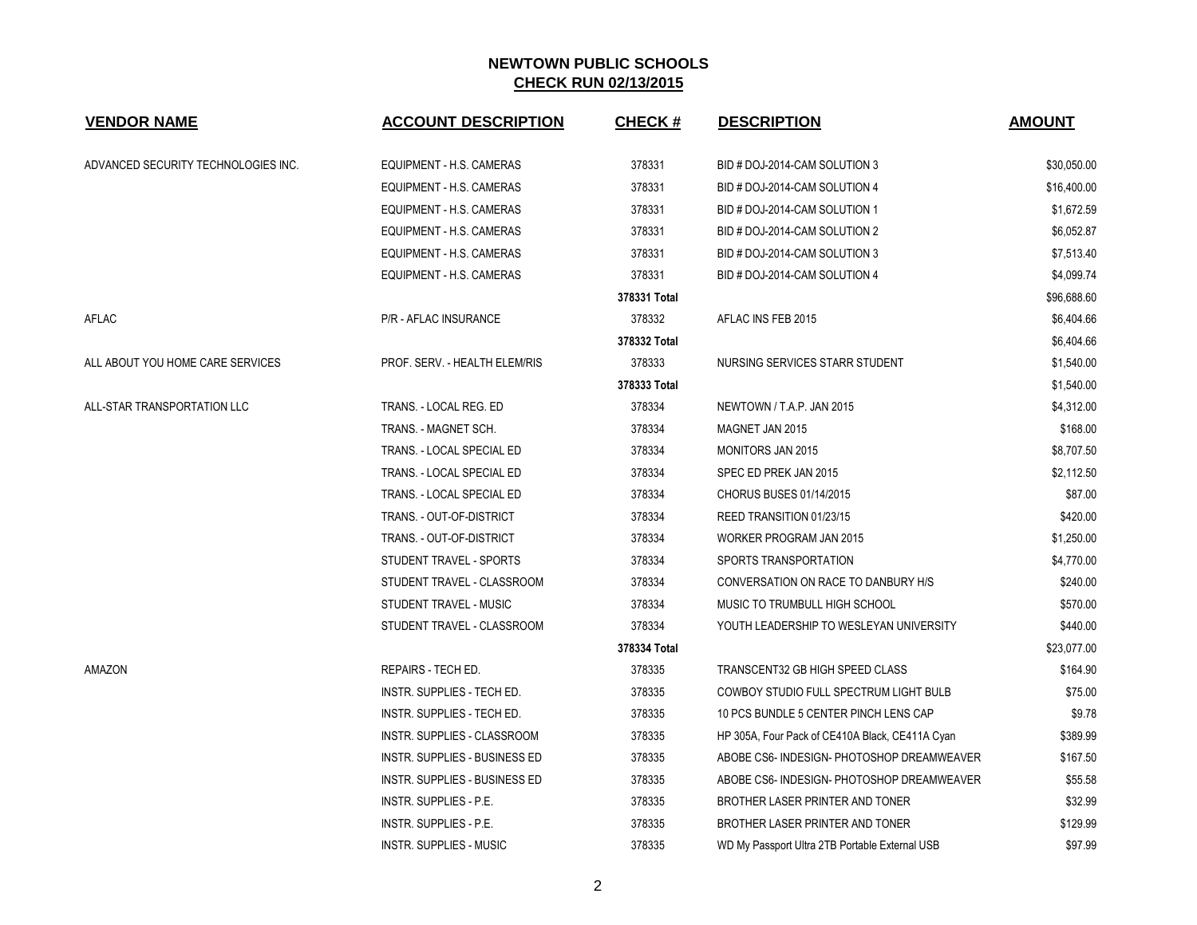# NEWTOWN PUBLIC SCHOOLS

## CHECK RUN 02/13/2015

| VENDOR NAME | ACCOUNT DESCRIPTION | CHECK # | DESCRIPTION | AMOUNT |
|---|---|---|---|---|
| ADVANCED SECURITY TECHNOLOGIES INC. | EQUIPMENT - H.S. CAMERAS | 378331 | BID # DOJ-2014-CAM SOLUTION 3 | $30,050.00 |
| | EQUIPMENT - H.S. CAMERAS | 378331 | BID # DOJ-2014-CAM SOLUTION 4 | $16,400.00 |
| | EQUIPMENT - H.S. CAMERAS | 378331 | BID # DOJ-2014-CAM SOLUTION 1 | $1,672.59 |
| | EQUIPMENT - H.S. CAMERAS | 378331 | BID # DOJ-2014-CAM SOLUTION 2 | $6,052.87 |
| | EQUIPMENT - H.S. CAMERAS | 378331 | BID # DOJ-2014-CAM SOLUTION 3 | $7,513.40 |
| | EQUIPMENT - H.S. CAMERAS | 378331 | BID # DOJ-2014-CAM SOLUTION 4 | $4,099.74 |
| | | **378331 Total** | | $96,688.60 |
| AFLAC | P/R - AFLAC INSURANCE | 378332 | AFLAC INS FEB 2015 | $6,404.66 |
| | | **378332 Total** | | $6,404.66 |
| ALL ABOUT YOU HOME CARE SERVICES | PROF. SERV. - HEALTH ELEM/RIS | 378333 | NURSING SERVICES STARR STUDENT | $1,540.00 |
| | | **378333 Total** | | $1,540.00 |
| ALL-STAR TRANSPORTATION LLC | TRANS. - LOCAL REG. ED | 378334 | NEWTOWN / T.A.P. JAN 2015 | $4,312.00 |
| | TRANS. - MAGNET SCH. | 378334 | MAGNET JAN 2015 | $168.00 |
| | TRANS. - LOCAL SPECIAL ED | 378334 | MONITORS JAN 2015 | $8,707.50 |
| | TRANS. - LOCAL SPECIAL ED | 378334 | SPEC ED PREK JAN 2015 | $2,112.50 |
| | TRANS. - LOCAL SPECIAL ED | 378334 | CHORUS BUSES 01/14/2015 | $87.00 |
| | TRANS. - OUT-OF-DISTRICT | 378334 | REED TRANSITION 01/23/15 | $420.00 |
| | TRANS. - OUT-OF-DISTRICT | 378334 | WORKER PROGRAM JAN 2015 | $1,250.00 |
| | STUDENT TRAVEL - SPORTS | 378334 | SPORTS TRANSPORTATION | $4,770.00 |
| | STUDENT TRAVEL - CLASSROOM | 378334 | CONVERSATION ON RACE TO DANBURY H/S | $240.00 |
| | STUDENT TRAVEL - MUSIC | 378334 | MUSIC TO TRUMBULL HIGH SCHOOL | $570.00 |
| | STUDENT TRAVEL - CLASSROOM | 378334 | YOUTH LEADERSHIP TO WESLEYAN UNIVERSITY | $440.00 |
| | | **378334 Total** | | $23,077.00 |
| AMAZON | REPAIRS - TECH ED. | 378335 | TRANSCENT32 GB HIGH SPEED CLASS | $164.90 |
| | INSTR. SUPPLIES - TECH ED. | 378335 | COWBOY STUDIO FULL SPECTRUM LIGHT BULB | $75.00 |
| | INSTR. SUPPLIES - TECH ED. | 378335 | 10 PCS BUNDLE 5 CENTER PINCH LENS CAP | $9.78 |
| | INSTR. SUPPLIES - CLASSROOM | 378335 | HP 305A, Four Pack of CE410A Black, CE411A Cyan | $389.99 |
| | INSTR. SUPPLIES - BUSINESS ED | 378335 | ABOBE CS6- INDESIGN- PHOTOSHOP DREAMWEAVER | $167.50 |
| | INSTR. SUPPLIES - BUSINESS ED | 378335 | ABOBE CS6- INDESIGN- PHOTOSHOP DREAMWEAVER | $55.58 |
| | INSTR. SUPPLIES - P.E. | 378335 | BROTHER LASER PRINTER AND TONER | $32.99 |
| | INSTR. SUPPLIES - P.E. | 378335 | BROTHER LASER PRINTER AND TONER | $129.99 |
| | INSTR. SUPPLIES - MUSIC | 378335 | WD My Passport Ultra 2TB Portable External USB | $97.99 |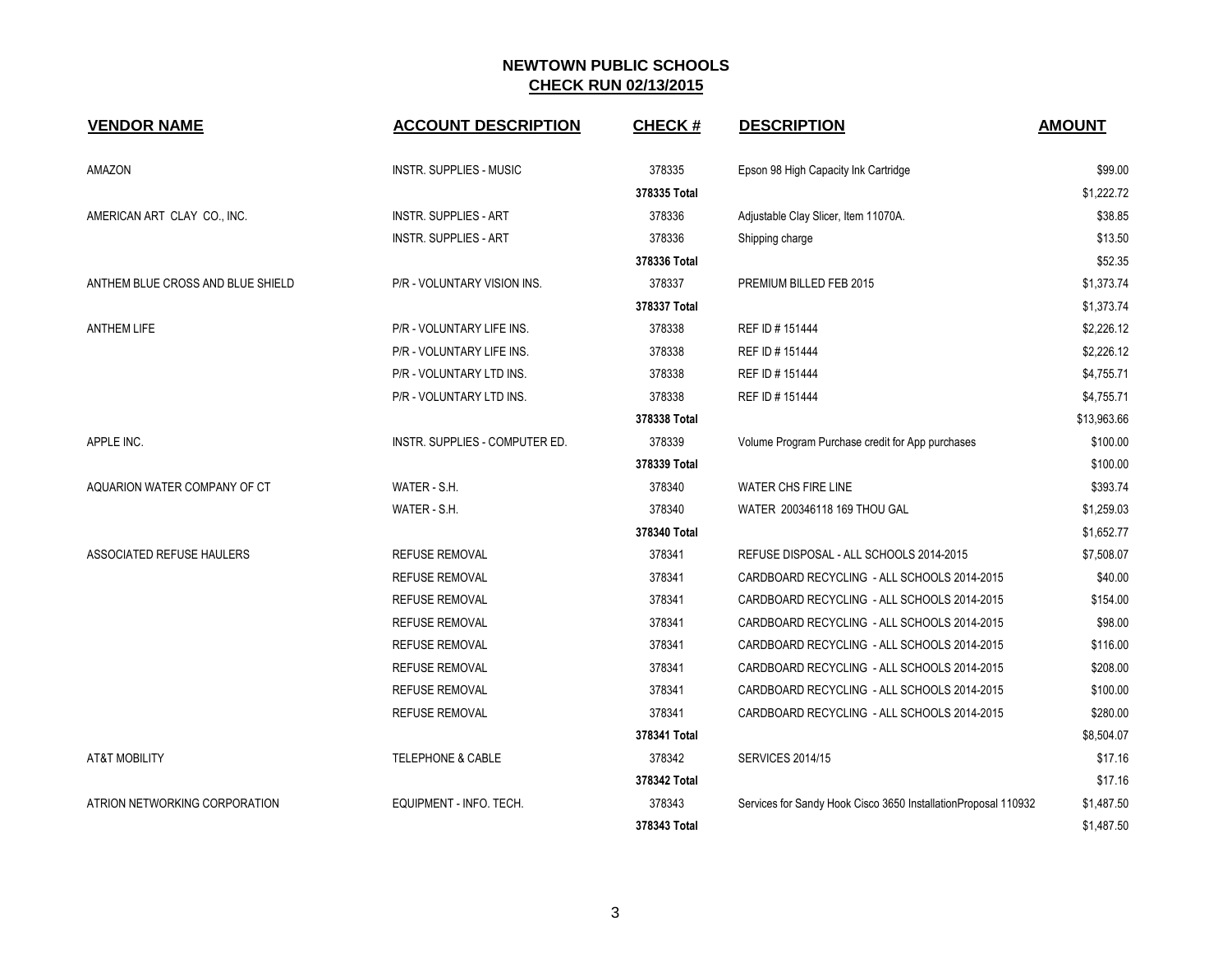## NEWTOWN PUBLIC SCHOOLS
## CHECK RUN 02/13/2015

| VENDOR NAME | ACCOUNT DESCRIPTION | CHECK # | DESCRIPTION | AMOUNT |
|---|---|---|---|---|
| AMAZON | INSTR. SUPPLIES - MUSIC | 378335 | Epson 98 High Capacity Ink Cartridge | $99.00 |
| | | **378335 Total** | | $1,222.72 |
| AMERICAN ART CLAY CO., INC. | INSTR. SUPPLIES - ART | 378336 | Adjustable Clay Slicer, Item 11070A. | $38.85 |
| | INSTR. SUPPLIES - ART | 378336 | Shipping charge | $13.50 |
| | | **378336 Total** | | $52.35 |
| ANTHEM BLUE CROSS AND BLUE SHIELD | P/R - VOLUNTARY VISION INS. | 378337 | PREMIUM BILLED FEB 2015 | $1,373.74 |
| | | **378337 Total** | | $1,373.74 |
| ANTHEM LIFE | P/R - VOLUNTARY LIFE INS. | 378338 | REF ID # 151444 | $2,226.12 |
| | P/R - VOLUNTARY LIFE INS. | 378338 | REF ID # 151444 | $2,226.12 |
| | P/R - VOLUNTARY LTD INS. | 378338 | REF ID # 151444 | $4,755.71 |
| | P/R - VOLUNTARY LTD INS. | 378338 | REF ID # 151444 | $4,755.71 |
| | | **378338 Total** | | $13,963.66 |
| APPLE INC. | INSTR. SUPPLIES - COMPUTER ED. | 378339 | Volume Program Purchase credit for App purchases | $100.00 |
| | | **378339 Total** | | $100.00 |
| AQUARION WATER COMPANY OF CT | WATER - S.H. | 378340 | WATER CHS FIRE LINE | $393.74 |
| | WATER - S.H. | 378340 | WATER 200346118 169 THOU GAL | $1,259.03 |
| | | **378340 Total** | | $1,652.77 |
| ASSOCIATED REFUSE HAULERS | REFUSE REMOVAL | 378341 | REFUSE DISPOSAL - ALL SCHOOLS 2014-2015 | $7,508.07 |
| | REFUSE REMOVAL | 378341 | CARDBOARD RECYCLING - ALL SCHOOLS 2014-2015 | $40.00 |
| | REFUSE REMOVAL | 378341 | CARDBOARD RECYCLING - ALL SCHOOLS 2014-2015 | $154.00 |
| | REFUSE REMOVAL | 378341 | CARDBOARD RECYCLING - ALL SCHOOLS 2014-2015 | $98.00 |
| | REFUSE REMOVAL | 378341 | CARDBOARD RECYCLING - ALL SCHOOLS 2014-2015 | $116.00 |
| | REFUSE REMOVAL | 378341 | CARDBOARD RECYCLING - ALL SCHOOLS 2014-2015 | $208.00 |
| | REFUSE REMOVAL | 378341 | CARDBOARD RECYCLING - ALL SCHOOLS 2014-2015 | $100.00 |
| | REFUSE REMOVAL | 378341 | CARDBOARD RECYCLING - ALL SCHOOLS 2014-2015 | $280.00 |
| | | **378341 Total** | | $8,504.07 |
| AT&T MOBILITY | TELEPHONE & CABLE | 378342 | SERVICES 2014/15 | $17.16 |
| | | **378342 Total** | | $17.16 |
| ATRION NETWORKING CORPORATION | EQUIPMENT - INFO. TECH. | 378343 | Services for Sandy Hook Cisco 3650 InstallationProposal 110932 | $1,487.50 |
| | | **378343 Total** | | $1,487.50 |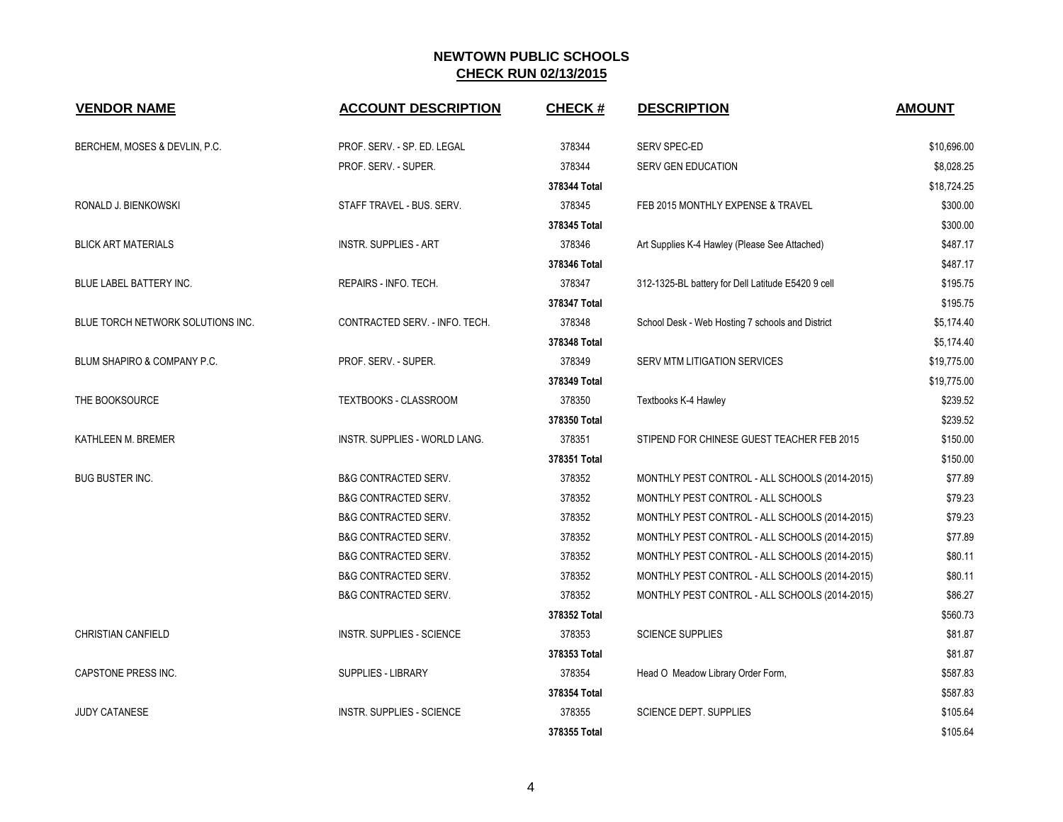# NEWTOWN PUBLIC SCHOOLS

## CHECK RUN 02/13/2015

| VENDOR NAME | ACCOUNT DESCRIPTION | CHECK # | DESCRIPTION | AMOUNT |
|---|---|---|---|---|
| BERCHEM, MOSES & DEVLIN, P.C. | PROF. SERV. - SP. ED. LEGAL | 378344 | SERV SPEC-ED | $10,696.00 |
| | PROF. SERV. - SUPER. | 378344 | SERV GEN EDUCATION | $8,028.25 |
| | | **378344 Total** | | $18,724.25 |
| RONALD J. BIENKOWSKI | STAFF TRAVEL - BUS. SERV. | 378345 | FEB 2015 MONTHLY EXPENSE & TRAVEL | $300.00 |
| | | **378345 Total** | | $300.00 |
| BLICK ART MATERIALS | INSTR. SUPPLIES - ART | 378346 | Art Supplies K-4 Hawley (Please See Attached) | $487.17 |
| | | **378346 Total** | | $487.17 |
| BLUE LABEL BATTERY INC. | REPAIRS - INFO. TECH. | 378347 | 312-1325-BL battery for Dell Latitude E5420 9 cell | $195.75 |
| | | **378347 Total** | | $195.75 |
| BLUE TORCH NETWORK SOLUTIONS INC. | CONTRACTED SERV. - INFO. TECH. | 378348 | School Desk - Web Hosting 7 schools and District | $5,174.40 |
| | | **378348 Total** | | $5,174.40 |
| BLUM SHAPIRO & COMPANY P.C. | PROF. SERV. - SUPER. | 378349 | SERV MTM LITIGATION SERVICES | $19,775.00 |
| | | **378349 Total** | | $19,775.00 |
| THE BOOKSOURCE | TEXTBOOKS - CLASSROOM | 378350 | Textbooks K-4 Hawley | $239.52 |
| | | **378350 Total** | | $239.52 |
| KATHLEEN M. BREMER | INSTR. SUPPLIES - WORLD LANG. | 378351 | STIPEND FOR CHINESE GUEST TEACHER FEB 2015 | $150.00 |
| | | **378351 Total** | | $150.00 |
| BUG BUSTER INC. | B&G CONTRACTED SERV. | 378352 | MONTHLY PEST CONTROL - ALL SCHOOLS (2014-2015) | $77.89 |
| | B&G CONTRACTED SERV. | 378352 | MONTHLY PEST CONTROL - ALL SCHOOLS | $79.23 |
| | B&G CONTRACTED SERV. | 378352 | MONTHLY PEST CONTROL - ALL SCHOOLS (2014-2015) | $79.23 |
| | B&G CONTRACTED SERV. | 378352 | MONTHLY PEST CONTROL - ALL SCHOOLS (2014-2015) | $77.89 |
| | B&G CONTRACTED SERV. | 378352 | MONTHLY PEST CONTROL - ALL SCHOOLS (2014-2015) | $80.11 |
| | B&G CONTRACTED SERV. | 378352 | MONTHLY PEST CONTROL - ALL SCHOOLS (2014-2015) | $80.11 |
| | B&G CONTRACTED SERV. | 378352 | MONTHLY PEST CONTROL - ALL SCHOOLS (2014-2015) | $86.27 |
| | | **378352 Total** | | $560.73 |
| CHRISTIAN CANFIELD | INSTR. SUPPLIES - SCIENCE | 378353 | SCIENCE SUPPLIES | $81.87 |
| | | **378353 Total** | | $81.87 |
| CAPSTONE PRESS INC. | SUPPLIES - LIBRARY | 378354 | Head O Meadow Library Order Form, | $587.83 |
| | | **378354 Total** | | $587.83 |
| JUDY CATANESE | INSTR. SUPPLIES - SCIENCE | 378355 | SCIENCE DEPT. SUPPLIES | $105.64 |
| | | **378355 Total** | | $105.64 |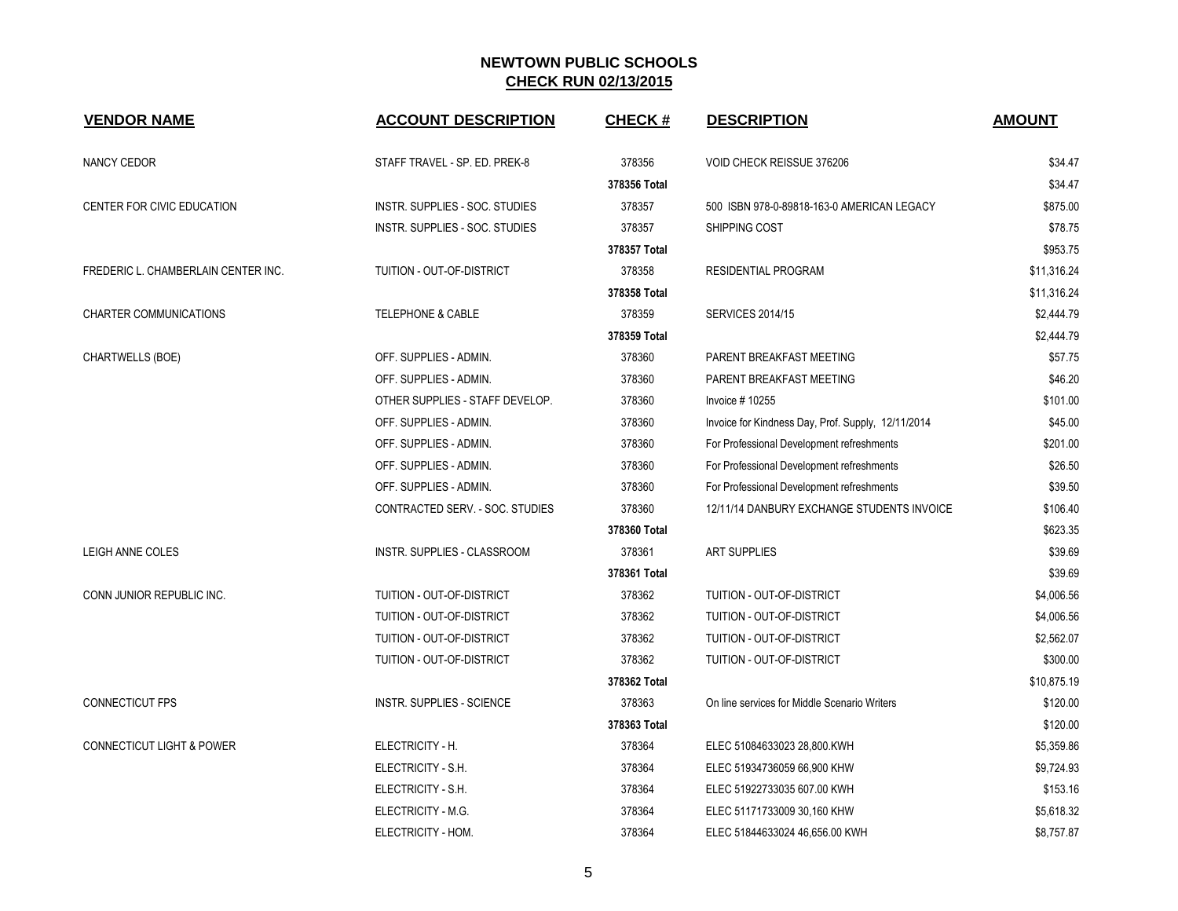# NEWTOWN PUBLIC SCHOOLS

## CHECK RUN 02/13/2015

| VENDOR NAME | ACCOUNT DESCRIPTION | CHECK # | DESCRIPTION | AMOUNT |
|---|---|---|---|---|
| NANCY CEDOR | STAFF TRAVEL - SP. ED. PREK-8 | 378356 | VOID CHECK REISSUE 376206 | $34.47 |
| | | 378356 Total | | $34.47 |
| CENTER FOR CIVIC EDUCATION | INSTR. SUPPLIES - SOC. STUDIES | 378357 | 500 ISBN 978-0-89818-163-0 AMERICAN LEGACY | $875.00 |
| | INSTR. SUPPLIES - SOC. STUDIES | 378357 | SHIPPING COST | $78.75 |
| | | 378357 Total | | $953.75 |
| FREDERIC L. CHAMBERLAIN CENTER INC. | TUITION - OUT-OF-DISTRICT | 378358 | RESIDENTIAL PROGRAM | $11,316.24 |
| | | 378358 Total | | $11,316.24 |
| CHARTER COMMUNICATIONS | TELEPHONE & CABLE | 378359 | SERVICES 2014/15 | $2,444.79 |
| | | 378359 Total | | $2,444.79 |
| CHARTWELLS (BOE) | OFF. SUPPLIES - ADMIN. | 378360 | PARENT BREAKFAST MEETING | $57.75 |
| | OFF. SUPPLIES - ADMIN. | 378360 | PARENT BREAKFAST MEETING | $46.20 |
| | OTHER SUPPLIES - STAFF DEVELOP. | 378360 | Invoice # 10255 | $101.00 |
| | OFF. SUPPLIES - ADMIN. | 378360 | Invoice for Kindness Day, Prof. Supply, 12/11/2014 | $45.00 |
| | OFF. SUPPLIES - ADMIN. | 378360 | For Professional Development refreshments | $201.00 |
| | OFF. SUPPLIES - ADMIN. | 378360 | For Professional Development refreshments | $26.50 |
| | OFF. SUPPLIES - ADMIN. | 378360 | For Professional Development refreshments | $39.50 |
| | CONTRACTED SERV. - SOC. STUDIES | 378360 | 12/11/14 DANBURY EXCHANGE STUDENTS INVOICE | $106.40 |
| | | 378360 Total | | $623.35 |
| LEIGH ANNE COLES | INSTR. SUPPLIES - CLASSROOM | 378361 | ART SUPPLIES | $39.69 |
| | | 378361 Total | | $39.69 |
| CONN JUNIOR REPUBLIC INC. | TUITION - OUT-OF-DISTRICT | 378362 | TUITION - OUT-OF-DISTRICT | $4,006.56 |
| | TUITION - OUT-OF-DISTRICT | 378362 | TUITION - OUT-OF-DISTRICT | $4,006.56 |
| | TUITION - OUT-OF-DISTRICT | 378362 | TUITION - OUT-OF-DISTRICT | $2,562.07 |
| | TUITION - OUT-OF-DISTRICT | 378362 | TUITION - OUT-OF-DISTRICT | $300.00 |
| | | 378362 Total | | $10,875.19 |
| CONNECTICUT FPS | INSTR. SUPPLIES - SCIENCE | 378363 | On line services for Middle Scenario Writers | $120.00 |
| | | 378363 Total | | $120.00 |
| CONNECTICUT LIGHT & POWER | ELECTRICITY - H. | 378364 | ELEC 51084633023 28,800.KWH | $5,359.86 |
| | ELECTRICITY - S.H. | 378364 | ELEC 51934736059 66,900 KHW | $9,724.93 |
| | ELECTRICITY - S.H. | 378364 | ELEC 51922733035 607.00 KWH | $153.16 |
| | ELECTRICITY - M.G. | 378364 | ELEC 51171733009 30,160 KHW | $5,618.32 |
| | ELECTRICITY - HOM. | 378364 | ELEC 51844633024 46,656.00 KWH | $8,757.87 |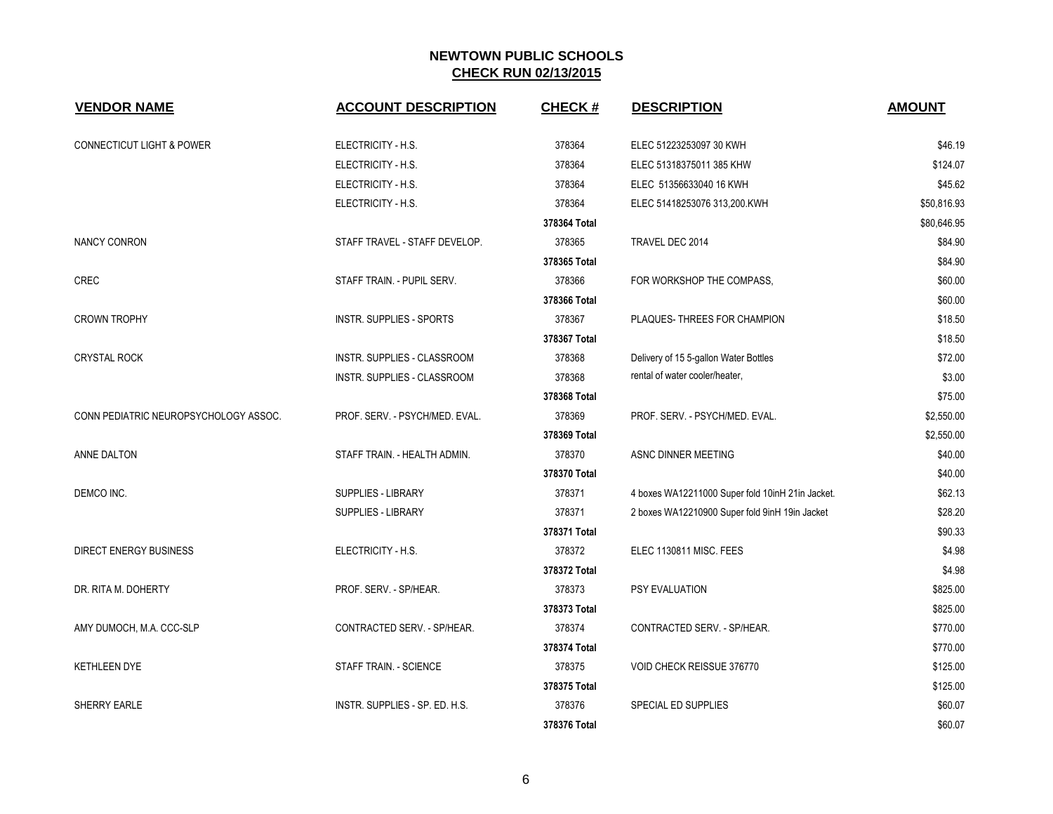# NEWTOWN PUBLIC SCHOOLS
## CHECK RUN 02/13/2015

| VENDOR NAME | ACCOUNT DESCRIPTION | CHECK # | DESCRIPTION | AMOUNT |
|---|---|---|---|---|
| CONNECTICUT LIGHT & POWER | ELECTRICITY - H.S. | 378364 | ELEC 51223253097 30 KWH | $46.19 |
| | ELECTRICITY - H.S. | 378364 | ELEC 51318375011 385 KHW | $124.07 |
| | ELECTRICITY - H.S. | 378364 | ELEC 51356633040 16 KWH | $45.62 |
| | ELECTRICITY - H.S. | 378364 | ELEC 51418253076 313,200.KWH | $50,816.93 |
| | | **378364 Total** | | $80,646.95 |
| NANCY CONRON | STAFF TRAVEL - STAFF DEVELOP. | 378365 | TRAVEL DEC 2014 | $84.90 |
| | | **378365 Total** | | $84.90 |
| CREC | STAFF TRAIN. - PUPIL SERV. | 378366 | FOR WORKSHOP THE COMPASS, | $60.00 |
| | | **378366 Total** | | $60.00 |
| CROWN TROPHY | INSTR. SUPPLIES - SPORTS | 378367 | PLAQUES- THREES FOR CHAMPION | $18.50 |
| | | **378367 Total** | | $18.50 |
| CRYSTAL ROCK | INSTR. SUPPLIES - CLASSROOM | 378368 | Delivery of 15 5-gallon Water Bottles | $72.00 |
| | INSTR. SUPPLIES - CLASSROOM | 378368 | rental of water cooler/heater, | $3.00 |
| | | **378368 Total** | | $75.00 |
| CONN PEDIATRIC NEUROPSYCHOLOGY ASSOC. | PROF. SERV. - PSYCH/MED. EVAL. | 378369 | PROF. SERV. - PSYCH/MED. EVAL. | $2,550.00 |
| | | **378369 Total** | | $2,550.00 |
| ANNE DALTON | STAFF TRAIN. - HEALTH ADMIN. | 378370 | ASNC DINNER MEETING | $40.00 |
| | | **378370 Total** | | $40.00 |
| DEMCO INC. | SUPPLIES - LIBRARY | 378371 | 4 boxes WA12211000 Super fold 10inH 21in Jacket. | $62.13 |
| | SUPPLIES - LIBRARY | 378371 | 2 boxes WA12210900 Super fold 9inH 19in Jacket | $28.20 |
| | | **378371 Total** | | $90.33 |
| DIRECT ENERGY BUSINESS | ELECTRICITY - H.S. | 378372 | ELEC 1130811 MISC. FEES | $4.98 |
| | | **378372 Total** | | $4.98 |
| DR. RITA M. DOHERTY | PROF. SERV. - SP/HEAR. | 378373 | PSY EVALUATION | $825.00 |
| | | **378373 Total** | | $825.00 |
| AMY DUMOCH, M.A. CCC-SLP | CONTRACTED SERV. - SP/HEAR. | 378374 | CONTRACTED SERV. - SP/HEAR. | $770.00 |
| | | **378374 Total** | | $770.00 |
| KETHLEEN DYE | STAFF TRAIN. - SCIENCE | 378375 | VOID CHECK REISSUE 376770 | $125.00 |
| | | **378375 Total** | | $125.00 |
| SHERRY EARLE | INSTR. SUPPLIES - SP. ED. H.S. | 378376 | SPECIAL ED SUPPLIES | $60.07 |
| | | **378376 Total** | | $60.07 |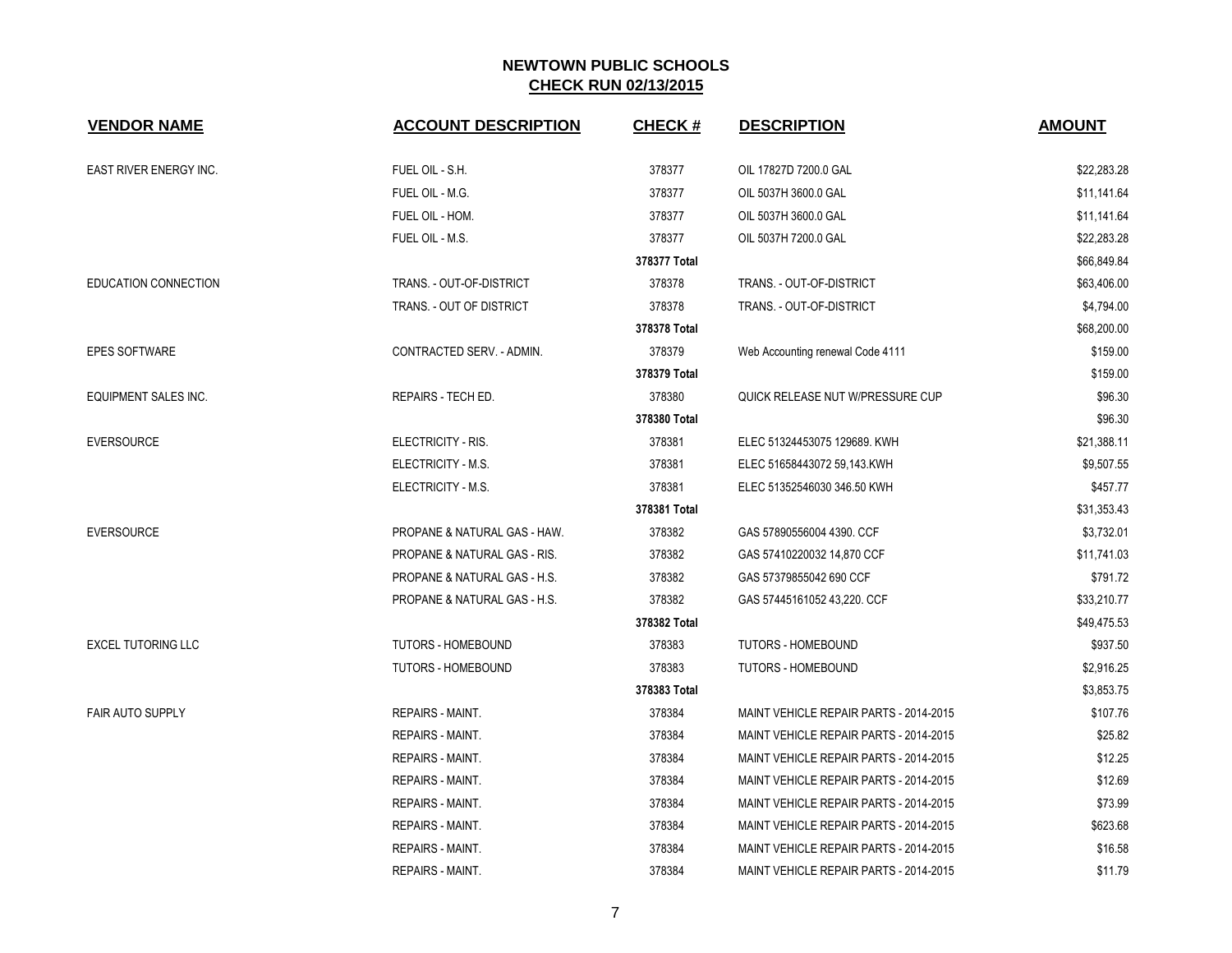# NEWTOWN PUBLIC SCHOOLS

## CHECK RUN 02/13/2015

| VENDOR NAME | ACCOUNT DESCRIPTION | CHECK # | DESCRIPTION | AMOUNT |
|---|---|---|---|---|
| EAST RIVER ENERGY INC. | FUEL OIL - S.H. | 378377 | OIL 17827D 7200.0 GAL | $22,283.28 |
| | FUEL OIL - M.G. | 378377 | OIL 5037H 3600.0 GAL | $11,141.64 |
| | FUEL OIL - HOM. | 378377 | OIL 5037H 3600.0 GAL | $11,141.64 |
| | FUEL OIL - M.S. | 378377 | OIL 5037H 7200.0 GAL | $22,283.28 |
| | | 378377 Total | | $66,849.84 |
| EDUCATION CONNECTION | TRANS. - OUT-OF-DISTRICT | 378378 | TRANS. - OUT-OF-DISTRICT | $63,406.00 |
| | TRANS. - OUT OF DISTRICT | 378378 | TRANS. - OUT-OF-DISTRICT | $4,794.00 |
| | | 378378 Total | | $68,200.00 |
| EPES SOFTWARE | CONTRACTED SERV. - ADMIN. | 378379 | Web Accounting renewal Code 4111 | $159.00 |
| | | 378379 Total | | $159.00 |
| EQUIPMENT SALES INC. | REPAIRS - TECH ED. | 378380 | QUICK RELEASE NUT W/PRESSURE CUP | $96.30 |
| | | 378380 Total | | $96.30 |
| EVERSOURCE | ELECTRICITY - RIS. | 378381 | ELEC 51324453075 129689. KWH | $21,388.11 |
| | ELECTRICITY - M.S. | 378381 | ELEC 51658443072 59,143.KWH | $9,507.55 |
| | ELECTRICITY - M.S. | 378381 | ELEC 51352546030 346.50 KWH | $457.77 |
| | | 378381 Total | | $31,353.43 |
| EVERSOURCE | PROPANE & NATURAL GAS - HAW. | 378382 | GAS 57890556004 4390. CCF | $3,732.01 |
| | PROPANE & NATURAL GAS - RIS. | 378382 | GAS 57410220032 14,870 CCF | $11,741.03 |
| | PROPANE & NATURAL GAS - H.S. | 378382 | GAS 57379855042 690 CCF | $791.72 |
| | PROPANE & NATURAL GAS - H.S. | 378382 | GAS 57445161052 43,220. CCF | $33,210.77 |
| | | 378382 Total | | $49,475.53 |
| EXCEL TUTORING LLC | TUTORS - HOMEBOUND | 378383 | TUTORS - HOMEBOUND | $937.50 |
| | TUTORS - HOMEBOUND | 378383 | TUTORS - HOMEBOUND | $2,916.25 |
| | | 378383 Total | | $3,853.75 |
| FAIR AUTO SUPPLY | REPAIRS - MAINT. | 378384 | MAINT VEHICLE REPAIR PARTS - 2014-2015 | $107.76 |
| | REPAIRS - MAINT. | 378384 | MAINT VEHICLE REPAIR PARTS - 2014-2015 | $25.82 |
| | REPAIRS - MAINT. | 378384 | MAINT VEHICLE REPAIR PARTS - 2014-2015 | $12.25 |
| | REPAIRS - MAINT. | 378384 | MAINT VEHICLE REPAIR PARTS - 2014-2015 | $12.69 |
| | REPAIRS - MAINT. | 378384 | MAINT VEHICLE REPAIR PARTS - 2014-2015 | $73.99 |
| | REPAIRS - MAINT. | 378384 | MAINT VEHICLE REPAIR PARTS - 2014-2015 | $623.68 |
| | REPAIRS - MAINT. | 378384 | MAINT VEHICLE REPAIR PARTS - 2014-2015 | $16.58 |
| | REPAIRS - MAINT. | 378384 | MAINT VEHICLE REPAIR PARTS - 2014-2015 | $11.79 |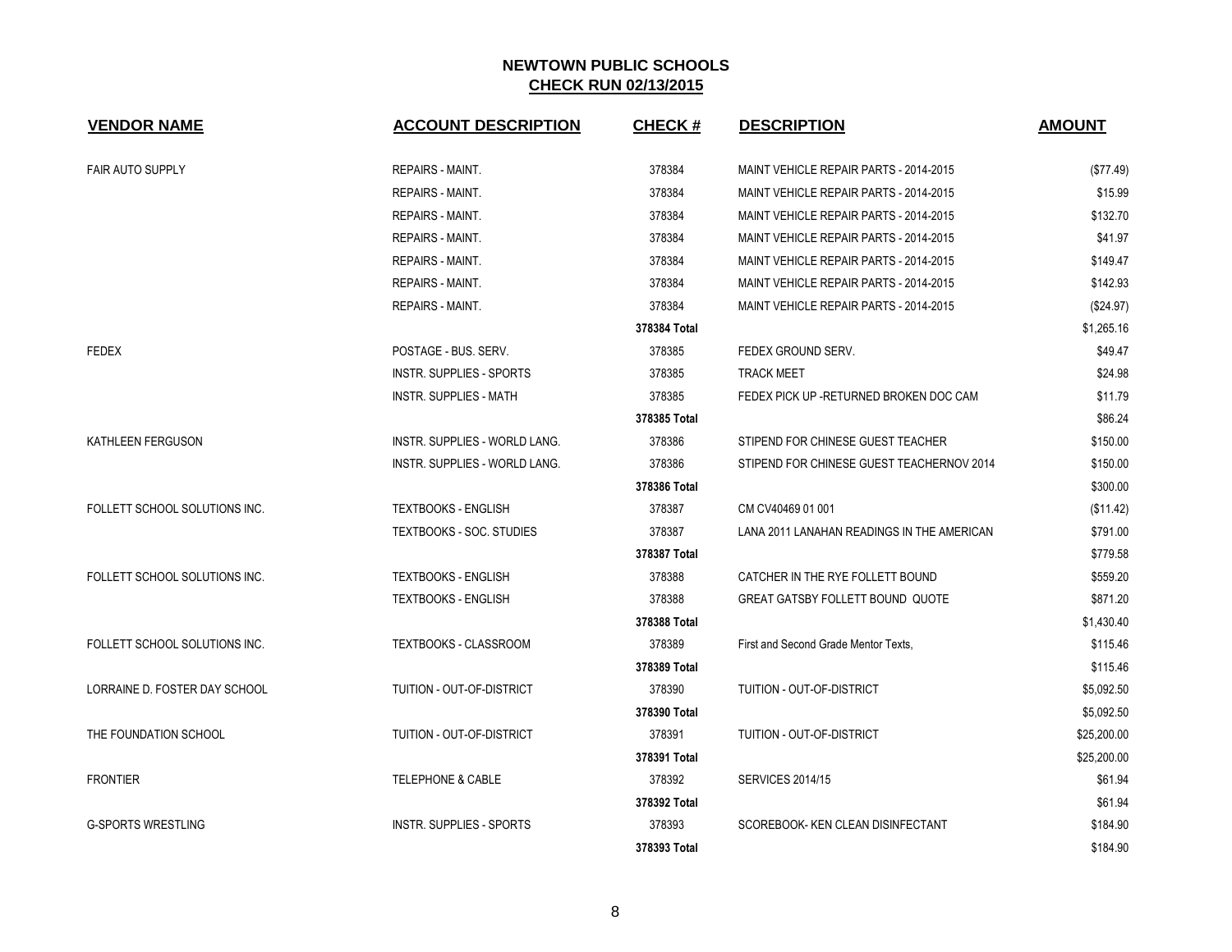# NEWTOWN PUBLIC SCHOOLS
## CHECK RUN 02/13/2015

| VENDOR NAME | ACCOUNT DESCRIPTION | CHECK # | DESCRIPTION | AMOUNT |
|---|---|---|---|---|
| FAIR AUTO SUPPLY | REPAIRS - MAINT. | 378384 | MAINT VEHICLE REPAIR PARTS - 2014-2015 | ($77.49) |
| | REPAIRS - MAINT. | 378384 | MAINT VEHICLE REPAIR PARTS - 2014-2015 | $15.99 |
| | REPAIRS - MAINT. | 378384 | MAINT VEHICLE REPAIR PARTS - 2014-2015 | $132.70 |
| | REPAIRS - MAINT. | 378384 | MAINT VEHICLE REPAIR PARTS - 2014-2015 | $41.97 |
| | REPAIRS - MAINT. | 378384 | MAINT VEHICLE REPAIR PARTS - 2014-2015 | $149.47 |
| | REPAIRS - MAINT. | 378384 | MAINT VEHICLE REPAIR PARTS - 2014-2015 | $142.93 |
| | REPAIRS - MAINT. | 378384 | MAINT VEHICLE REPAIR PARTS - 2014-2015 | ($24.97) |
| | | **378384 Total** | | $1,265.16 |
| FEDEX | POSTAGE - BUS. SERV. | 378385 | FEDEX GROUND SERV. | $49.47 |
| | INSTR. SUPPLIES - SPORTS | 378385 | TRACK MEET | $24.98 |
| | INSTR. SUPPLIES - MATH | 378385 | FEDEX PICK UP -RETURNED BROKEN DOC CAM | $11.79 |
| | | **378385 Total** | | $86.24 |
| KATHLEEN FERGUSON | INSTR. SUPPLIES - WORLD LANG. | 378386 | STIPEND FOR CHINESE GUEST TEACHER | $150.00 |
| | INSTR. SUPPLIES - WORLD LANG. | 378386 | STIPEND FOR CHINESE GUEST TEACHERNOV 2014 | $150.00 |
| | | **378386 Total** | | $300.00 |
| FOLLETT SCHOOL SOLUTIONS INC. | TEXTBOOKS - ENGLISH | 378387 | CM CV40469 01 001 | ($11.42) |
| | TEXTBOOKS - SOC. STUDIES | 378387 | LANA 2011 LANAHAN READINGS IN THE AMERICAN | $791.00 |
| | | **378387 Total** | | $779.58 |
| FOLLETT SCHOOL SOLUTIONS INC. | TEXTBOOKS - ENGLISH | 378388 | CATCHER IN THE RYE FOLLETT BOUND | $559.20 |
| | TEXTBOOKS - ENGLISH | 378388 | GREAT GATSBY FOLLETT BOUND QUOTE | $871.20 |
| | | **378388 Total** | | $1,430.40 |
| FOLLETT SCHOOL SOLUTIONS INC. | TEXTBOOKS - CLASSROOM | 378389 | First and Second Grade Mentor Texts, | $115.46 |
| | | **378389 Total** | | $115.46 |
| LORRAINE D. FOSTER DAY SCHOOL | TUITION - OUT-OF-DISTRICT | 378390 | TUITION - OUT-OF-DISTRICT | $5,092.50 |
| | | **378390 Total** | | $5,092.50 |
| THE FOUNDATION SCHOOL | TUITION - OUT-OF-DISTRICT | 378391 | TUITION - OUT-OF-DISTRICT | $25,200.00 |
| | | **378391 Total** | | $25,200.00 |
| FRONTIER | TELEPHONE & CABLE | 378392 | SERVICES 2014/15 | $61.94 |
| | | **378392 Total** | | $61.94 |
| G-SPORTS WRESTLING | INSTR. SUPPLIES - SPORTS | 378393 | SCOREBOOK- KEN CLEAN DISINFECTANT | $184.90 |
| | | **378393 Total** | | $184.90 |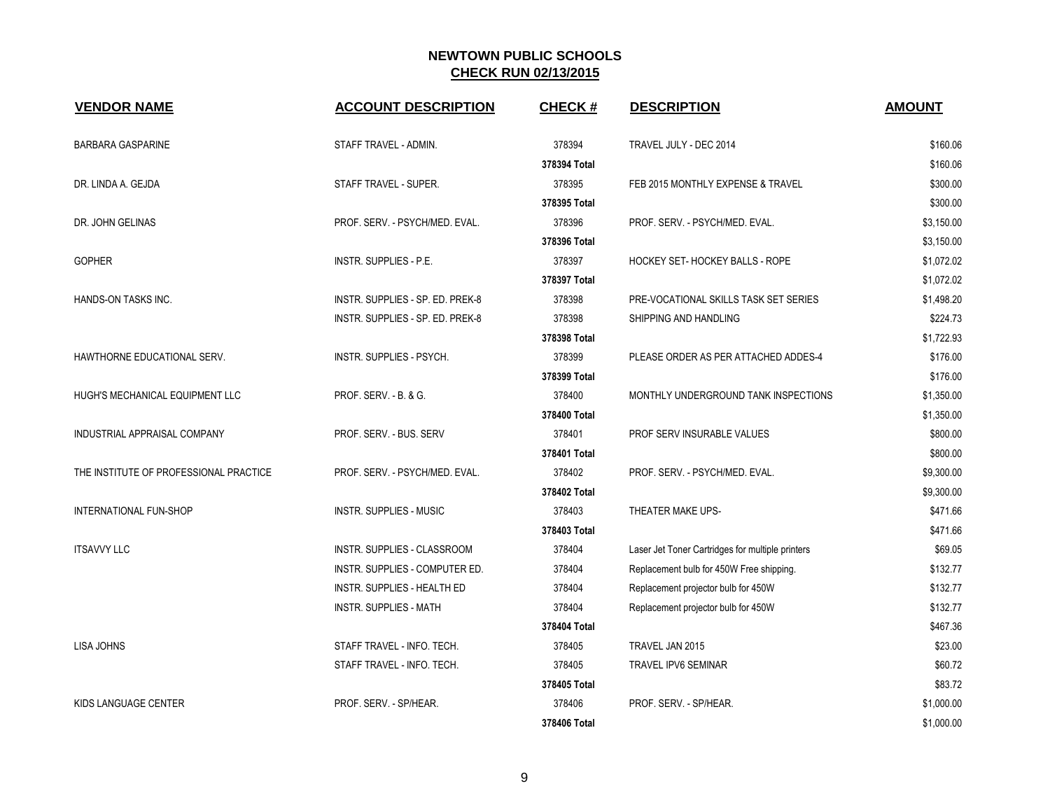# NEWTOWN PUBLIC SCHOOLS

## CHECK RUN 02/13/2015

| VENDOR NAME | ACCOUNT DESCRIPTION | CHECK # | DESCRIPTION | AMOUNT |
|---|---|---|---|---|
| BARBARA GASPARINE | STAFF TRAVEL - ADMIN. | 378394 | TRAVEL JULY - DEC 2014 | $160.06 |
| | | **378394 Total** | | $160.06 |
| DR. LINDA A. GEJDA | STAFF TRAVEL - SUPER. | 378395 | FEB 2015 MONTHLY EXPENSE & TRAVEL | $300.00 |
| | | **378395 Total** | | $300.00 |
| DR. JOHN GELINAS | PROF. SERV. - PSYCH/MED. EVAL. | 378396 | PROF. SERV. - PSYCH/MED. EVAL. | $3,150.00 |
| | | **378396 Total** | | $3,150.00 |
| GOPHER | INSTR. SUPPLIES - P.E. | 378397 | HOCKEY SET- HOCKEY BALLS - ROPE | $1,072.02 |
| | | **378397 Total** | | $1,072.02 |
| HANDS-ON TASKS INC. | INSTR. SUPPLIES - SP. ED. PREK-8 | 378398 | PRE-VOCATIONAL SKILLS TASK SET SERIES | $1,498.20 |
| | INSTR. SUPPLIES - SP. ED. PREK-8 | 378398 | SHIPPING AND HANDLING | $224.73 |
| | | **378398 Total** | | $1,722.93 |
| HAWTHORNE EDUCATIONAL SERV. | INSTR. SUPPLIES - PSYCH. | 378399 | PLEASE ORDER AS PER ATTACHED ADDES-4 | $176.00 |
| | | **378399 Total** | | $176.00 |
| HUGH'S MECHANICAL EQUIPMENT LLC | PROF. SERV. - B. & G. | 378400 | MONTHLY UNDERGROUND TANK INSPECTIONS | $1,350.00 |
| | | **378400 Total** | | $1,350.00 |
| INDUSTRIAL APPRAISAL COMPANY | PROF. SERV. - BUS. SERV | 378401 | PROF SERV INSURABLE VALUES | $800.00 |
| | | **378401 Total** | | $800.00 |
| THE INSTITUTE OF PROFESSIONAL PRACTICE | PROF. SERV. - PSYCH/MED. EVAL. | 378402 | PROF. SERV. - PSYCH/MED. EVAL. | $9,300.00 |
| | | **378402 Total** | | $9,300.00 |
| INTERNATIONAL FUN-SHOP | INSTR. SUPPLIES - MUSIC | 378403 | THEATER MAKE UPS- | $471.66 |
| | | **378403 Total** | | $471.66 |
| ITSAVVY LLC | INSTR. SUPPLIES - CLASSROOM | 378404 | Laser Jet Toner Cartridges for multiple printers | $69.05 |
| | INSTR. SUPPLIES - COMPUTER ED. | 378404 | Replacement bulb for 450W Free shipping. | $132.77 |
| | INSTR. SUPPLIES - HEALTH ED | 378404 | Replacement projector bulb for 450W | $132.77 |
| | INSTR. SUPPLIES - MATH | 378404 | Replacement projector bulb for 450W | $132.77 |
| | | **378404 Total** | | $467.36 |
| LISA JOHNS | STAFF TRAVEL - INFO. TECH. | 378405 | TRAVEL JAN 2015 | $23.00 |
| | STAFF TRAVEL - INFO. TECH. | 378405 | TRAVEL IPV6 SEMINAR | $60.72 |
| | | **378405 Total** | | $83.72 |
| KIDS LANGUAGE CENTER | PROF. SERV. - SP/HEAR. | 378406 | PROF. SERV. - SP/HEAR. | $1,000.00 |
| | | **378406 Total** | | $1,000.00 |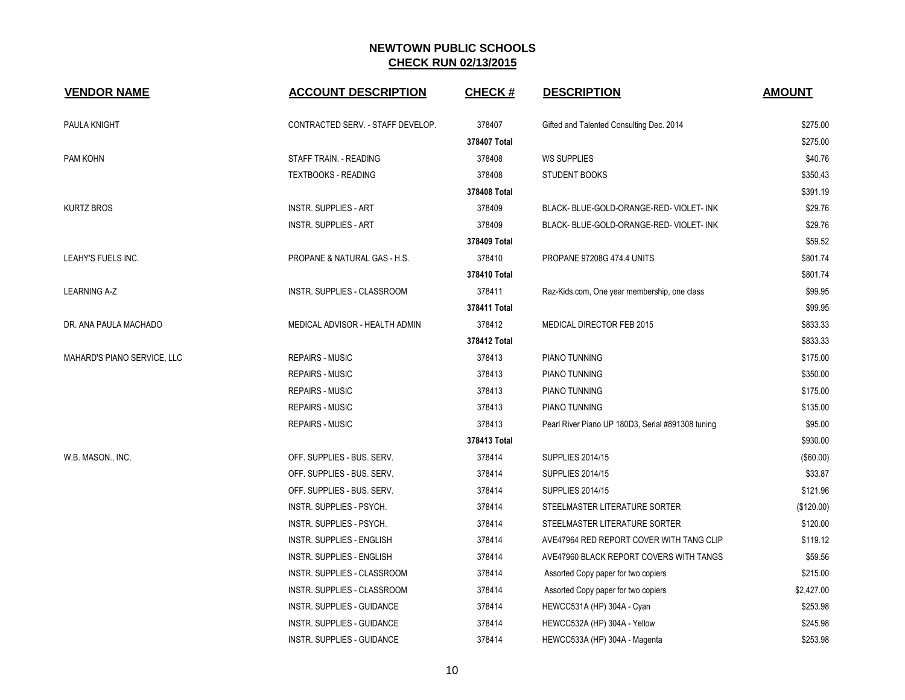## NEWTOWN PUBLIC SCHOOLS
## CHECK RUN 02/13/2015

| VENDOR NAME | ACCOUNT DESCRIPTION | CHECK # | DESCRIPTION | AMOUNT |
|---|---|---|---|---|
| PAULA KNIGHT | CONTRACTED SERV. - STAFF DEVELOP. | 378407 | Gifted and Talented Consulting Dec. 2014 | $275.00 |
| | | 378407 Total | | $275.00 |
| PAM KOHN | STAFF TRAIN. - READING | 378408 | WS SUPPLIES | $40.76 |
| | TEXTBOOKS - READING | 378408 | STUDENT BOOKS | $350.43 |
| | | 378408 Total | | $391.19 |
| KURTZ BROS | INSTR. SUPPLIES - ART | 378409 | BLACK- BLUE-GOLD-ORANGE-RED- VIOLET- INK | $29.76 |
| | INSTR. SUPPLIES - ART | 378409 | BLACK- BLUE-GOLD-ORANGE-RED- VIOLET- INK | $29.76 |
| | | 378409 Total | | $59.52 |
| LEAHY'S FUELS INC. | PROPANE & NATURAL GAS - H.S. | 378410 | PROPANE 97208G 474.4 UNITS | $801.74 |
| | | 378410 Total | | $801.74 |
| LEARNING A-Z | INSTR. SUPPLIES - CLASSROOM | 378411 | Raz-Kids.com, One year membership, one class | $99.95 |
| | | 378411 Total | | $99.95 |
| DR. ANA PAULA MACHADO | MEDICAL ADVISOR - HEALTH ADMIN | 378412 | MEDICAL DIRECTOR FEB 2015 | $833.33 |
| | | 378412 Total | | $833.33 |
| MAHARD'S PIANO SERVICE, LLC | REPAIRS - MUSIC | 378413 | PIANO TUNNING | $175.00 |
| | REPAIRS - MUSIC | 378413 | PIANO TUNNING | $350.00 |
| | REPAIRS - MUSIC | 378413 | PIANO TUNNING | $175.00 |
| | REPAIRS - MUSIC | 378413 | PIANO TUNNING | $135.00 |
| | REPAIRS - MUSIC | 378413 | Pearl River Piano UP 180D3, Serial #891308 tuning | $95.00 |
| | | 378413 Total | | $930.00 |
| W.B. MASON., INC. | OFF. SUPPLIES - BUS. SERV. | 378414 | SUPPLIES 2014/15 | ($60.00) |
| | OFF. SUPPLIES - BUS. SERV. | 378414 | SUPPLIES 2014/15 | $33.87 |
| | OFF. SUPPLIES - BUS. SERV. | 378414 | SUPPLIES 2014/15 | $121.96 |
| | INSTR. SUPPLIES - PSYCH. | 378414 | STEELMASTER LITERATURE SORTER | ($120.00) |
| | INSTR. SUPPLIES - PSYCH. | 378414 | STEELMASTER LITERATURE SORTER | $120.00 |
| | INSTR. SUPPLIES - ENGLISH | 378414 | AVE47964 RED REPORT COVER WITH TANG CLIP | $119.12 |
| | INSTR. SUPPLIES - ENGLISH | 378414 | AVE47960 BLACK REPORT COVERS WITH TANGS | $59.56 |
| | INSTR. SUPPLIES - CLASSROOM | 378414 | Assorted Copy paper for two copiers | $215.00 |
| | INSTR. SUPPLIES - CLASSROOM | 378414 | Assorted Copy paper for two copiers | $2,427.00 |
| | INSTR. SUPPLIES - GUIDANCE | 378414 | HEWCC531A (HP) 304A - Cyan | $253.98 |
| | INSTR. SUPPLIES - GUIDANCE | 378414 | HEWCC532A (HP) 304A - Yellow | $245.98 |
| | INSTR. SUPPLIES - GUIDANCE | 378414 | HEWCC533A (HP) 304A - Magenta | $253.98 |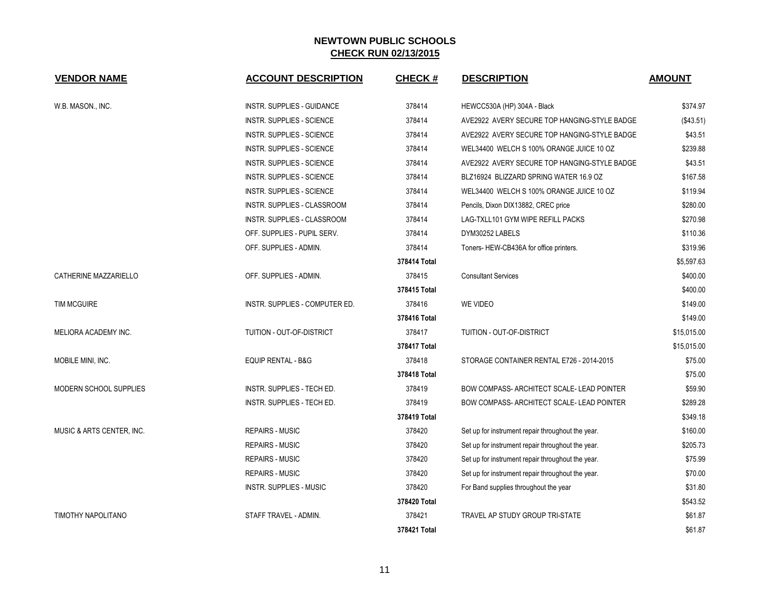## NEWTOWN PUBLIC SCHOOLS
## CHECK RUN 02/13/2015

| VENDOR NAME | ACCOUNT DESCRIPTION | CHECK # | DESCRIPTION | AMOUNT |
|---|---|---|---|---|
| W.B. MASON., INC. | INSTR. SUPPLIES - GUIDANCE | 378414 | HEWCC530A (HP) 304A - Black | $374.97 |
| | INSTR. SUPPLIES - SCIENCE | 378414 | AVE2922 AVERY SECURE TOP HANGING-STYLE BADGE | ($43.51) |
| | INSTR. SUPPLIES - SCIENCE | 378414 | AVE2922 AVERY SECURE TOP HANGING-STYLE BADGE | $43.51 |
| | INSTR. SUPPLIES - SCIENCE | 378414 | WEL34400 WELCH S 100% ORANGE JUICE 10 OZ | $239.88 |
| | INSTR. SUPPLIES - SCIENCE | 378414 | AVE2922 AVERY SECURE TOP HANGING-STYLE BADGE | $43.51 |
| | INSTR. SUPPLIES - SCIENCE | 378414 | BLZ16924 BLIZZARD SPRING WATER 16.9 OZ | $167.58 |
| | INSTR. SUPPLIES - SCIENCE | 378414 | WEL34400 WELCH S 100% ORANGE JUICE 10 OZ | $119.94 |
| | INSTR. SUPPLIES - CLASSROOM | 378414 | Pencils, Dixon DIX13882, CREC price | $280.00 |
| | INSTR. SUPPLIES - CLASSROOM | 378414 | LAG-TXLL101 GYM WIPE REFILL PACKS | $270.98 |
| | OFF. SUPPLIES - PUPIL SERV. | 378414 | DYM30252 LABELS | $110.36 |
| | OFF. SUPPLIES - ADMIN. | 378414 | Toners- HEW-CB436A for office printers. | $319.96 |
| | | **378414 Total** | | $5,597.63 |
| CATHERINE MAZZARIELLO | OFF. SUPPLIES - ADMIN. | 378415 | Consultant Services | $400.00 |
| | | **378415 Total** | | $400.00 |
| TIM MCGUIRE | INSTR. SUPPLIES - COMPUTER ED. | 378416 | WE VIDEO | $149.00 |
| | | **378416 Total** | | $149.00 |
| MELIORA ACADEMY INC. | TUITION - OUT-OF-DISTRICT | 378417 | TUITION - OUT-OF-DISTRICT | $15,015.00 |
| | | **378417 Total** | | $15,015.00 |
| MOBILE MINI, INC. | EQUIP RENTAL - B&G | 378418 | STORAGE CONTAINER RENTAL E726 - 2014-2015 | $75.00 |
| | | **378418 Total** | | $75.00 |
| MODERN SCHOOL SUPPLIES | INSTR. SUPPLIES - TECH ED. | 378419 | BOW COMPASS- ARCHITECT SCALE- LEAD POINTER | $59.90 |
| | INSTR. SUPPLIES - TECH ED. | 378419 | BOW COMPASS- ARCHITECT SCALE- LEAD POINTER | $289.28 |
| | | **378419 Total** | | $349.18 |
| MUSIC & ARTS CENTER, INC. | REPAIRS - MUSIC | 378420 | Set up for instrument repair throughout the year. | $160.00 |
| | REPAIRS - MUSIC | 378420 | Set up for instrument repair throughout the year. | $205.73 |
| | REPAIRS - MUSIC | 378420 | Set up for instrument repair throughout the year. | $75.99 |
| | REPAIRS - MUSIC | 378420 | Set up for instrument repair throughout the year. | $70.00 |
| | INSTR. SUPPLIES - MUSIC | 378420 | For Band supplies throughout the year | $31.80 |
| | | **378420 Total** | | $543.52 |
| TIMOTHY NAPOLITANO | STAFF TRAVEL - ADMIN. | 378421 | TRAVEL AP STUDY GROUP TRI-STATE | $61.87 |
| | | **378421 Total** | | $61.87 |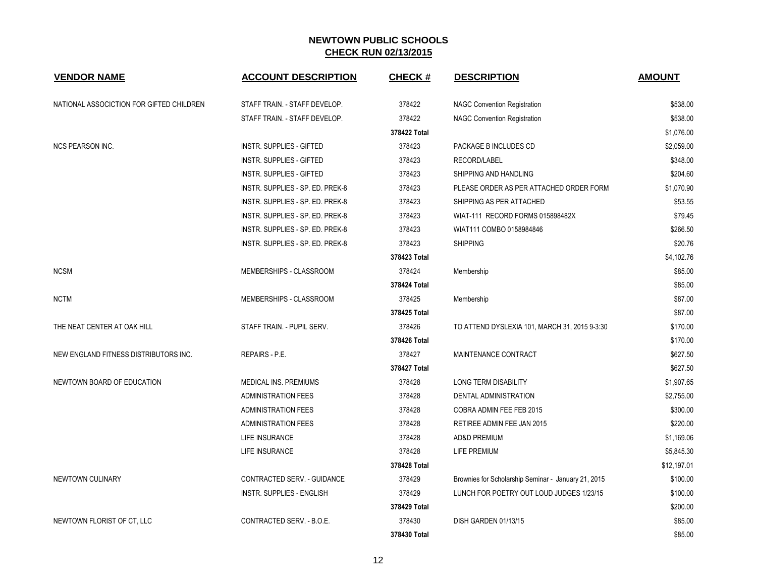# NEWTOWN PUBLIC SCHOOLS
## CHECK RUN 02/13/2015

| VENDOR NAME | ACCOUNT DESCRIPTION | CHECK # | DESCRIPTION | AMOUNT |
|---|---|---|---|---|
| NATIONAL ASSOCICTION FOR GIFTED CHILDREN | STAFF TRAIN. - STAFF DEVELOP. | 378422 | NAGC Convention Registration | $538.00 |
| | STAFF TRAIN. - STAFF DEVELOP. | 378422 | NAGC Convention Registration | $538.00 |
| | | **378422 Total** | | $1,076.00 |
| NCS PEARSON INC. | INSTR. SUPPLIES - GIFTED | 378423 | PACKAGE B INCLUDES CD | $2,059.00 |
| | INSTR. SUPPLIES - GIFTED | 378423 | RECORD/LABEL | $348.00 |
| | INSTR. SUPPLIES - GIFTED | 378423 | SHIPPING AND HANDLING | $204.60 |
| | INSTR. SUPPLIES - SP. ED. PREK-8 | 378423 | PLEASE ORDER AS PER ATTACHED ORDER FORM | $1,070.90 |
| | INSTR. SUPPLIES - SP. ED. PREK-8 | 378423 | SHIPPING AS PER ATTACHED | $53.55 |
| | INSTR. SUPPLIES - SP. ED. PREK-8 | 378423 | WIAT-111 RECORD FORMS 015898482X | $79.45 |
| | INSTR. SUPPLIES - SP. ED. PREK-8 | 378423 | WIAT111 COMBO 0158984846 | $266.50 |
| | INSTR. SUPPLIES - SP. ED. PREK-8 | 378423 | SHIPPING | $20.76 |
| | | **378423 Total** | | $4,102.76 |
| NCSM | MEMBERSHIPS - CLASSROOM | 378424 | Membership | $85.00 |
| | | **378424 Total** | | $85.00 |
| NCTM | MEMBERSHIPS - CLASSROOM | 378425 | Membership | $87.00 |
| | | **378425 Total** | | $87.00 |
| THE NEAT CENTER AT OAK HILL | STAFF TRAIN. - PUPIL SERV. | 378426 | TO ATTEND DYSLEXIA 101, MARCH 31, 2015 9-3:30 | $170.00 |
| | | **378426 Total** | | $170.00 |
| NEW ENGLAND FITNESS DISTRIBUTORS INC. | REPAIRS - P.E. | 378427 | MAINTENANCE CONTRACT | $627.50 |
| | | **378427 Total** | | $627.50 |
| NEWTOWN BOARD OF EDUCATION | MEDICAL INS. PREMIUMS | 378428 | LONG TERM DISABILITY | $1,907.65 |
| | ADMINISTRATION FEES | 378428 | DENTAL ADMINISTRATION | $2,755.00 |
| | ADMINISTRATION FEES | 378428 | COBRA ADMIN FEE FEB 2015 | $300.00 |
| | ADMINISTRATION FEES | 378428 | RETIREE ADMIN FEE JAN 2015 | $220.00 |
| | LIFE INSURANCE | 378428 | AD&D PREMIUM | $1,169.06 |
| | LIFE INSURANCE | 378428 | LIFE PREMIUM | $5,845.30 |
| | | **378428 Total** | | $12,197.01 |
| NEWTOWN CULINARY | CONTRACTED SERV. - GUIDANCE | 378429 | Brownies for Scholarship Seminar - January 21, 2015 | $100.00 |
| | INSTR. SUPPLIES - ENGLISH | 378429 | LUNCH FOR POETRY OUT LOUD JUDGES 1/23/15 | $100.00 |
| | | **378429 Total** | | $200.00 |
| NEWTOWN FLORIST OF CT, LLC | CONTRACTED SERV. - B.O.E. | 378430 | DISH GARDEN 01/13/15 | $85.00 |
| | | **378430 Total** | | $85.00 |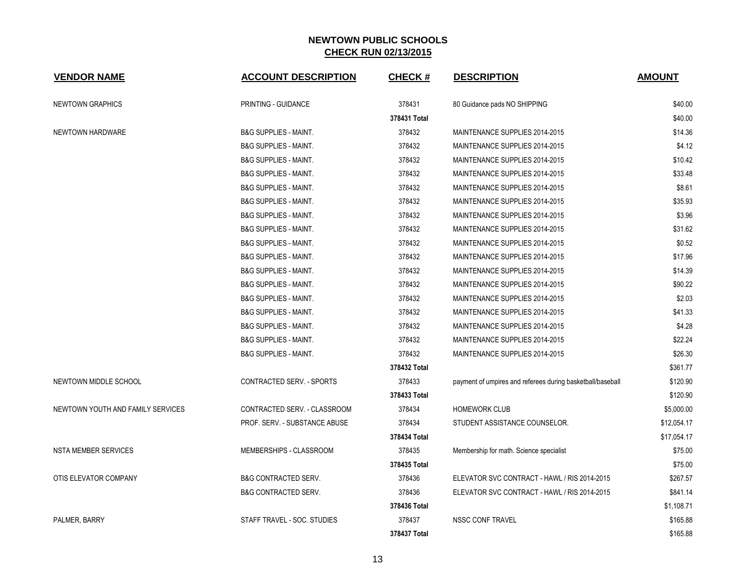# NEWTOWN PUBLIC SCHOOLS

## CHECK RUN 02/13/2015

| VENDOR NAME | ACCOUNT DESCRIPTION | CHECK # | DESCRIPTION | AMOUNT |
|---|---|---|---|---|
| NEWTOWN GRAPHICS | PRINTING - GUIDANCE | 378431 | 80 Guidance pads NO SHIPPING | $40.00 |
| | | **378431 Total** | | $40.00 |
| NEWTOWN HARDWARE | B&G SUPPLIES - MAINT. | 378432 | MAINTENANCE SUPPLIES 2014-2015 | $14.36 |
| | B&G SUPPLIES - MAINT. | 378432 | MAINTENANCE SUPPLIES 2014-2015 | $4.12 |
| | B&G SUPPLIES - MAINT. | 378432 | MAINTENANCE SUPPLIES 2014-2015 | $10.42 |
| | B&G SUPPLIES - MAINT. | 378432 | MAINTENANCE SUPPLIES 2014-2015 | $33.48 |
| | B&G SUPPLIES - MAINT. | 378432 | MAINTENANCE SUPPLIES 2014-2015 | $8.61 |
| | B&G SUPPLIES - MAINT. | 378432 | MAINTENANCE SUPPLIES 2014-2015 | $35.93 |
| | B&G SUPPLIES - MAINT. | 378432 | MAINTENANCE SUPPLIES 2014-2015 | $3.96 |
| | B&G SUPPLIES - MAINT. | 378432 | MAINTENANCE SUPPLIES 2014-2015 | $31.62 |
| | B&G SUPPLIES - MAINT. | 378432 | MAINTENANCE SUPPLIES 2014-2015 | $0.52 |
| | B&G SUPPLIES - MAINT. | 378432 | MAINTENANCE SUPPLIES 2014-2015 | $17.96 |
| | B&G SUPPLIES - MAINT. | 378432 | MAINTENANCE SUPPLIES 2014-2015 | $14.39 |
| | B&G SUPPLIES - MAINT. | 378432 | MAINTENANCE SUPPLIES 2014-2015 | $90.22 |
| | B&G SUPPLIES - MAINT. | 378432 | MAINTENANCE SUPPLIES 2014-2015 | $2.03 |
| | B&G SUPPLIES - MAINT. | 378432 | MAINTENANCE SUPPLIES 2014-2015 | $41.33 |
| | B&G SUPPLIES - MAINT. | 378432 | MAINTENANCE SUPPLIES 2014-2015 | $4.28 |
| | B&G SUPPLIES - MAINT. | 378432 | MAINTENANCE SUPPLIES 2014-2015 | $22.24 |
| | B&G SUPPLIES - MAINT. | 378432 | MAINTENANCE SUPPLIES 2014-2015 | $26.30 |
| | | **378432 Total** | | $361.77 |
| NEWTOWN MIDDLE SCHOOL | CONTRACTED SERV. - SPORTS | 378433 | payment of umpires and referees during basketball/baseball | $120.90 |
| | | **378433 Total** | | $120.90 |
| NEWTOWN YOUTH AND FAMILY SERVICES | CONTRACTED SERV. - CLASSROOM | 378434 | HOMEWORK CLUB | $5,000.00 |
| | PROF. SERV. - SUBSTANCE ABUSE | 378434 | STUDENT ASSISTANCE COUNSELOR. | $12,054.17 |
| | | **378434 Total** | | $17,054.17 |
| NSTA MEMBER SERVICES | MEMBERSHIPS - CLASSROOM | 378435 | Membership for math. Science specialist | $75.00 |
| | | **378435 Total** | | $75.00 |
| OTIS ELEVATOR COMPANY | B&G CONTRACTED SERV. | 378436 | ELEVATOR SVC CONTRACT - HAWL / RIS 2014-2015 | $267.57 |
| | B&G CONTRACTED SERV. | 378436 | ELEVATOR SVC CONTRACT - HAWL / RIS 2014-2015 | $841.14 |
| | | **378436 Total** | | $1,108.71 |
| PALMER, BARRY | STAFF TRAVEL - SOC. STUDIES | 378437 | NSSC CONF TRAVEL | $165.88 |
| | | **378437 Total** | | $165.88 |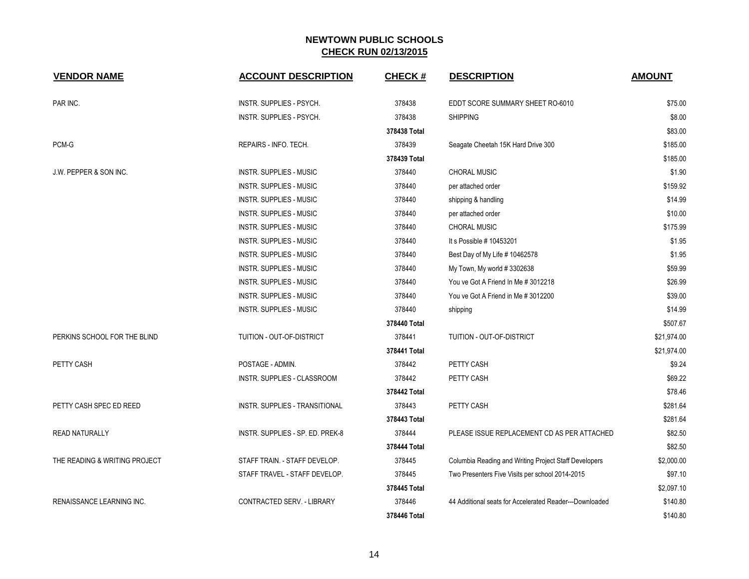## NEWTOWN PUBLIC SCHOOLS
## CHECK RUN 02/13/2015

| VENDOR NAME | ACCOUNT DESCRIPTION | CHECK # | DESCRIPTION | AMOUNT |
|---|---|---|---|---|
| PAR INC. | INSTR. SUPPLIES - PSYCH. | 378438 | EDDT SCORE SUMMARY SHEET RO-6010 | $75.00 |
| | INSTR. SUPPLIES - PSYCH. | 378438 | SHIPPING | $8.00 |
| | | 378438 Total | | $83.00 |
| PCM-G | REPAIRS - INFO. TECH. | 378439 | Seagate Cheetah 15K Hard Drive 300 | $185.00 |
| | | 378439 Total | | $185.00 |
| J.W. PEPPER & SON INC. | INSTR. SUPPLIES - MUSIC | 378440 | CHORAL MUSIC | $1.90 |
| | INSTR. SUPPLIES - MUSIC | 378440 | per attached order | $159.92 |
| | INSTR. SUPPLIES - MUSIC | 378440 | shipping & handling | $14.99 |
| | INSTR. SUPPLIES - MUSIC | 378440 | per attached order | $10.00 |
| | INSTR. SUPPLIES - MUSIC | 378440 | CHORAL MUSIC | $175.99 |
| | INSTR. SUPPLIES - MUSIC | 378440 | It s Possible # 10453201 | $1.95 |
| | INSTR. SUPPLIES - MUSIC | 378440 | Best Day of My Life # 10462578 | $1.95 |
| | INSTR. SUPPLIES - MUSIC | 378440 | My Town, My world # 3302638 | $59.99 |
| | INSTR. SUPPLIES - MUSIC | 378440 | You ve Got A Friend In Me # 3012218 | $26.99 |
| | INSTR. SUPPLIES - MUSIC | 378440 | You ve Got A Friend in Me # 3012200 | $39.00 |
| | INSTR. SUPPLIES - MUSIC | 378440 | shipping | $14.99 |
| | | 378440 Total | | $507.67 |
| PERKINS SCHOOL FOR THE BLIND | TUITION - OUT-OF-DISTRICT | 378441 | TUITION - OUT-OF-DISTRICT | $21,974.00 |
| | | 378441 Total | | $21,974.00 |
| PETTY CASH | POSTAGE - ADMIN. | 378442 | PETTY CASH | $9.24 |
| | INSTR. SUPPLIES - CLASSROOM | 378442 | PETTY CASH | $69.22 |
| | | 378442 Total | | $78.46 |
| PETTY CASH SPEC ED REED | INSTR. SUPPLIES - TRANSITIONAL | 378443 | PETTY CASH | $281.64 |
| | | 378443 Total | | $281.64 |
| READ NATURALLY | INSTR. SUPPLIES - SP. ED. PREK-8 | 378444 | PLEASE ISSUE REPLACEMENT CD AS PER ATTACHED | $82.50 |
| | | 378444 Total | | $82.50 |
| THE READING & WRITING PROJECT | STAFF TRAIN. - STAFF DEVELOP. | 378445 | Columbia Reading and Writing Project Staff Developers | $2,000.00 |
| | STAFF TRAVEL - STAFF DEVELOP. | 378445 | Two Presenters Five Visits per school 2014-2015 | $97.10 |
| | | 378445 Total | | $2,097.10 |
| RENAISSANCE LEARNING INC. | CONTRACTED SERV. - LIBRARY | 378446 | 44 Additional seats for Accelerated Reader---Downloaded | $140.80 |
| | | 378446 Total | | $140.80 |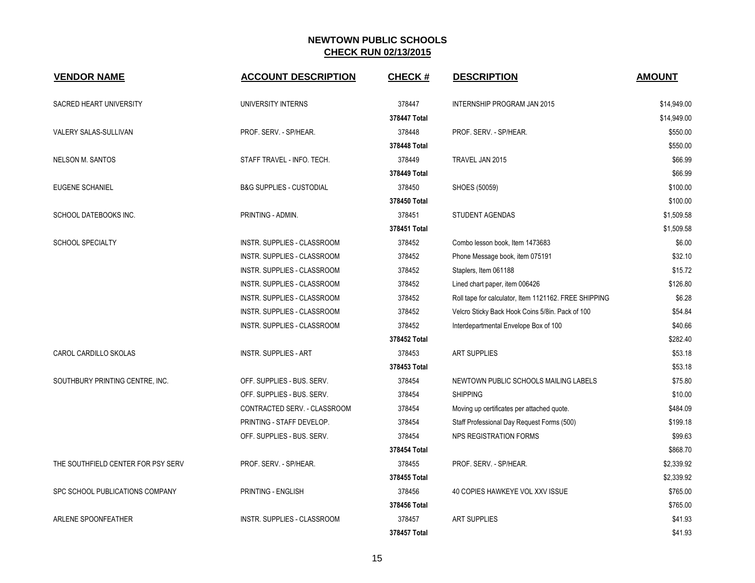# NEWTOWN PUBLIC SCHOOLS

## CHECK RUN 02/13/2015

| VENDOR NAME | ACCOUNT DESCRIPTION | CHECK # | DESCRIPTION | AMOUNT |
|---|---|---|---|---|
| SACRED HEART UNIVERSITY | UNIVERSITY INTERNS | 378447 | INTERNSHIP PROGRAM JAN 2015 | $14,949.00 |
| | | **378447 Total** | | $14,949.00 |
| VALERY SALAS-SULLIVAN | PROF. SERV. - SP/HEAR. | 378448 | PROF. SERV. - SP/HEAR. | $550.00 |
| | | **378448 Total** | | $550.00 |
| NELSON M. SANTOS | STAFF TRAVEL - INFO. TECH. | 378449 | TRAVEL JAN 2015 | $66.99 |
| | | **378449 Total** | | $66.99 |
| EUGENE SCHANIEL | B&G SUPPLIES - CUSTODIAL | 378450 | SHOES (50059) | $100.00 |
| | | **378450 Total** | | $100.00 |
| SCHOOL DATEBOOKS INC. | PRINTING - ADMIN. | 378451 | STUDENT AGENDAS | $1,509.58 |
| | | **378451 Total** | | $1,509.58 |
| SCHOOL SPECIALTY | INSTR. SUPPLIES - CLASSROOM | 378452 | Combo lesson book, Item 1473683 | $6.00 |
| | INSTR. SUPPLIES - CLASSROOM | 378452 | Phone Message book, item 075191 | $32.10 |
| | INSTR. SUPPLIES - CLASSROOM | 378452 | Staplers, Item 061188 | $15.72 |
| | INSTR. SUPPLIES - CLASSROOM | 378452 | Lined chart paper, item 006426 | $126.80 |
| | INSTR. SUPPLIES - CLASSROOM | 378452 | Roll tape for calculator, Item 1121162. FREE SHIPPING | $6.28 |
| | INSTR. SUPPLIES - CLASSROOM | 378452 | Velcro Sticky Back Hook Coins 5/8in. Pack of 100 | $54.84 |
| | INSTR. SUPPLIES - CLASSROOM | 378452 | Interdepartmental Envelope Box of 100 | $40.66 |
| | | **378452 Total** | | $282.40 |
| CAROL CARDILLO SKOLAS | INSTR. SUPPLIES - ART | 378453 | ART SUPPLIES | $53.18 |
| | | **378453 Total** | | $53.18 |
| SOUTHBURY PRINTING CENTRE, INC. | OFF. SUPPLIES - BUS. SERV. | 378454 | NEWTOWN PUBLIC SCHOOLS MAILING LABELS | $75.80 |
| | OFF. SUPPLIES - BUS. SERV. | 378454 | SHIPPING | $10.00 |
| | CONTRACTED SERV. - CLASSROOM | 378454 | Moving up certificates per attached quote. | $484.09 |
| | PRINTING - STAFF DEVELOP. | 378454 | Staff Professional Day Request Forms (500) | $199.18 |
| | OFF. SUPPLIES - BUS. SERV. | 378454 | NPS REGISTRATION FORMS | $99.63 |
| | | **378454 Total** | | $868.70 |
| THE SOUTHFIELD CENTER FOR PSY SERV | PROF. SERV. - SP/HEAR. | 378455 | PROF. SERV. - SP/HEAR. | $2,339.92 |
| | | **378455 Total** | | $2,339.92 |
| SPC SCHOOL PUBLICATIONS COMPANY | PRINTING - ENGLISH | 378456 | 40 COPIES HAWKEYE VOL XXV ISSUE | $765.00 |
| | | **378456 Total** | | $765.00 |
| ARLENE SPOONFEATHER | INSTR. SUPPLIES - CLASSROOM | 378457 | ART SUPPLIES | $41.93 |
| | | **378457 Total** | | $41.93 |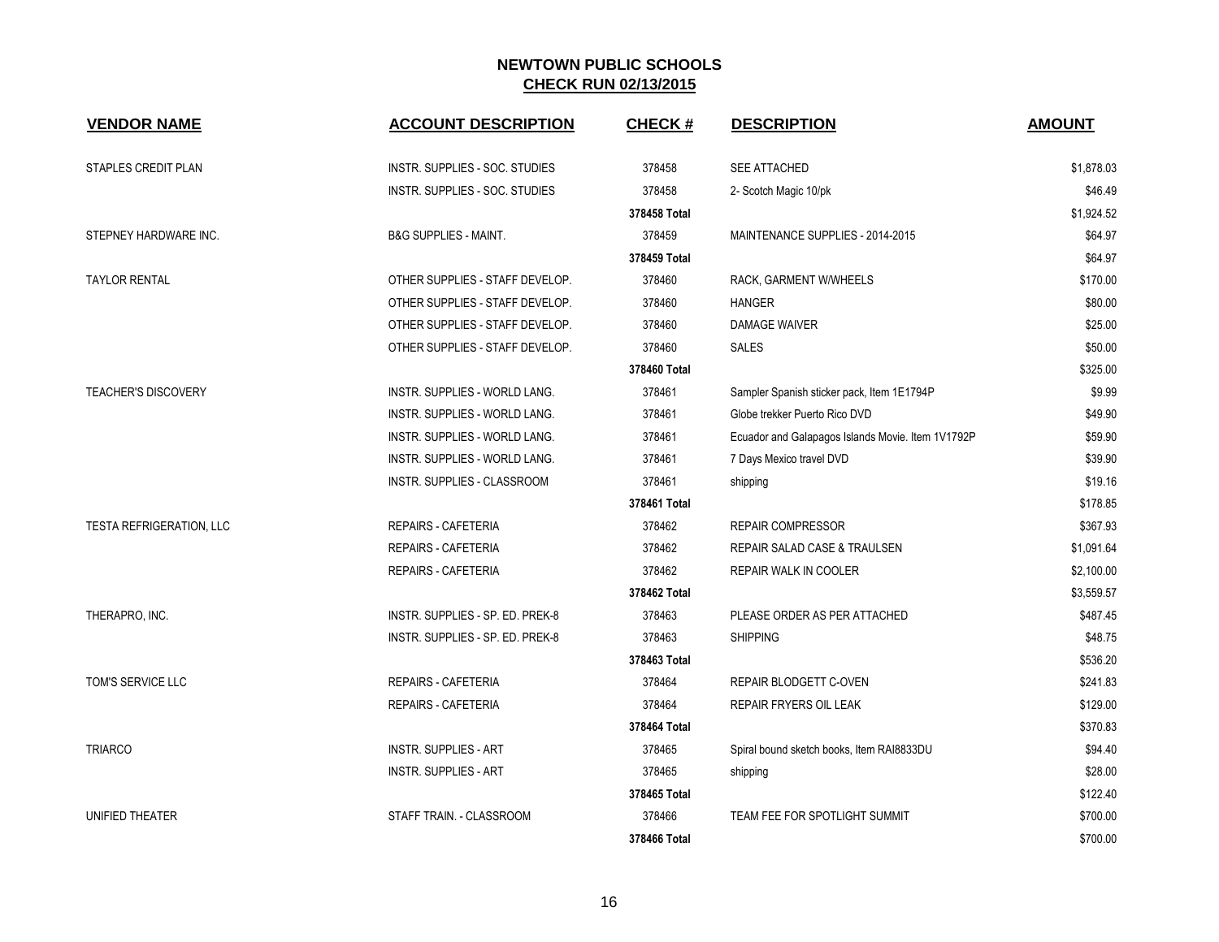# NEWTOWN PUBLIC SCHOOLS

## CHECK RUN 02/13/2015

| VENDOR NAME | ACCOUNT DESCRIPTION | CHECK # | DESCRIPTION | AMOUNT |
|---|---|---|---|---|
| STAPLES CREDIT PLAN | INSTR. SUPPLIES - SOC. STUDIES | 378458 | SEE ATTACHED | $1,878.03 |
| | INSTR. SUPPLIES - SOC. STUDIES | 378458 | 2- Scotch Magic 10/pk | $46.49 |
| | | 378458 Total | | $1,924.52 |
| STEPNEY HARDWARE INC. | B&G SUPPLIES - MAINT. | 378459 | MAINTENANCE SUPPLIES - 2014-2015 | $64.97 |
| | | 378459 Total | | $64.97 |
| TAYLOR RENTAL | OTHER SUPPLIES - STAFF DEVELOP. | 378460 | RACK, GARMENT W/WHEELS | $170.00 |
| | OTHER SUPPLIES - STAFF DEVELOP. | 378460 | HANGER | $80.00 |
| | OTHER SUPPLIES - STAFF DEVELOP. | 378460 | DAMAGE WAIVER | $25.00 |
| | OTHER SUPPLIES - STAFF DEVELOP. | 378460 | SALES | $50.00 |
| | | 378460 Total | | $325.00 |
| TEACHER'S DISCOVERY | INSTR. SUPPLIES - WORLD LANG. | 378461 | Sampler Spanish sticker pack, Item 1E1794P | $9.99 |
| | INSTR. SUPPLIES - WORLD LANG. | 378461 | Globe trekker Puerto Rico DVD | $49.90 |
| | INSTR. SUPPLIES - WORLD LANG. | 378461 | Ecuador and Galapagos Islands Movie. Item 1V1792P | $59.90 |
| | INSTR. SUPPLIES - WORLD LANG. | 378461 | 7 Days Mexico travel DVD | $39.90 |
| | INSTR. SUPPLIES - CLASSROOM | 378461 | shipping | $19.16 |
| | | 378461 Total | | $178.85 |
| TESTA REFRIGERATION, LLC | REPAIRS - CAFETERIA | 378462 | REPAIR COMPRESSOR | $367.93 |
| | REPAIRS - CAFETERIA | 378462 | REPAIR SALAD CASE & TRAULSEN | $1,091.64 |
| | REPAIRS - CAFETERIA | 378462 | REPAIR WALK IN COOLER | $2,100.00 |
| | | 378462 Total | | $3,559.57 |
| THERAPRO, INC. | INSTR. SUPPLIES - SP. ED. PREK-8 | 378463 | PLEASE ORDER AS PER ATTACHED | $487.45 |
| | INSTR. SUPPLIES - SP. ED. PREK-8 | 378463 | SHIPPING | $48.75 |
| | | 378463 Total | | $536.20 |
| TOM'S SERVICE LLC | REPAIRS - CAFETERIA | 378464 | REPAIR BLODGETT C-OVEN | $241.83 |
| | REPAIRS - CAFETERIA | 378464 | REPAIR FRYERS OIL LEAK | $129.00 |
| | | 378464 Total | | $370.83 |
| TRIARCO | INSTR. SUPPLIES - ART | 378465 | Spiral bound sketch books, Item RAI8833DU | $94.40 |
| | INSTR. SUPPLIES - ART | 378465 | shipping | $28.00 |
| | | 378465 Total | | $122.40 |
| UNIFIED THEATER | STAFF TRAIN. - CLASSROOM | 378466 | TEAM FEE FOR SPOTLIGHT SUMMIT | $700.00 |
| | | 378466 Total | | $700.00 |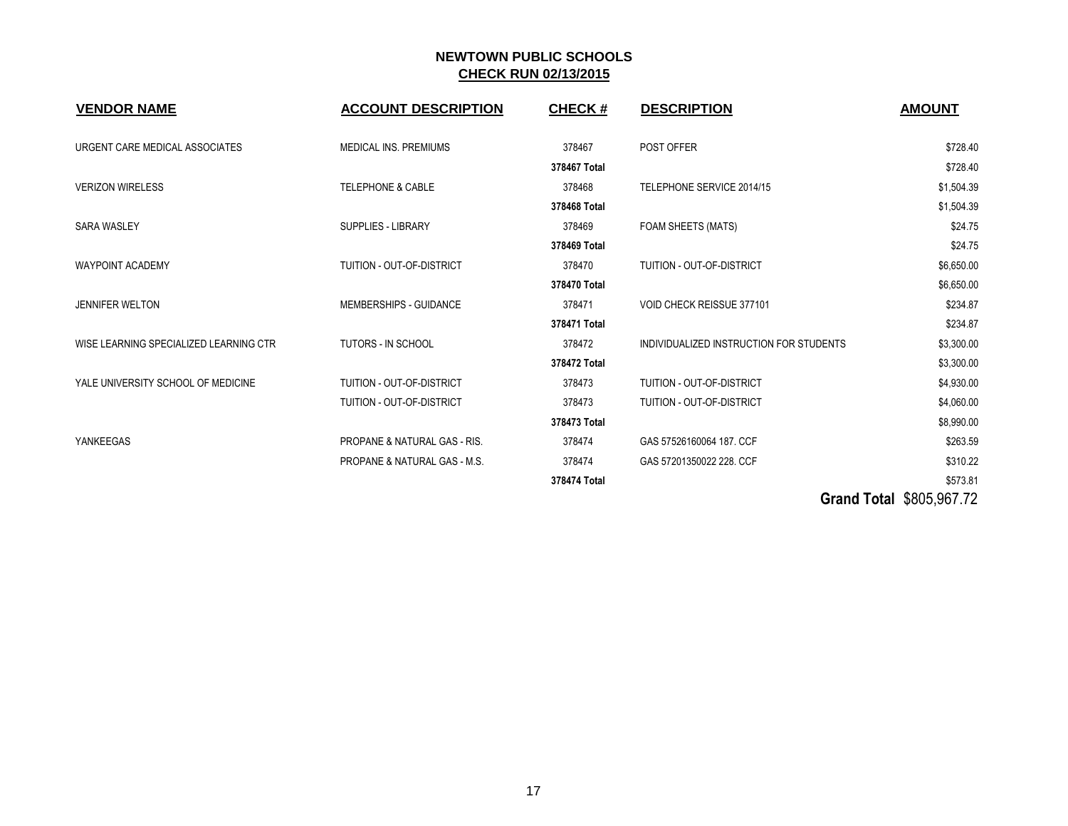**NEWTOWN PUBLIC SCHOOLS**

**CHECK RUN 02/13/2015**

| VENDOR NAME | ACCOUNT DESCRIPTION | CHECK # | DESCRIPTION | AMOUNT |
|---|---|---|---|---|
| URGENT CARE MEDICAL ASSOCIATES | MEDICAL INS. PREMIUMS | 378467 | POST OFFER | $728.40 |
| | | **378467 Total** | | $728.40 |
| VERIZON WIRELESS | TELEPHONE & CABLE | 378468 | TELEPHONE SERVICE 2014/15 | $1,504.39 |
| | | **378468 Total** | | $1,504.39 |
| SARA WASLEY | SUPPLIES - LIBRARY | 378469 | FOAM SHEETS (MATS) | $24.75 |
| | | **378469 Total** | | $24.75 |
| WAYPOINT ACADEMY | TUITION - OUT-OF-DISTRICT | 378470 | TUITION - OUT-OF-DISTRICT | $6,650.00 |
| | | **378470 Total** | | $6,650.00 |
| JENNIFER WELTON | MEMBERSHIPS - GUIDANCE | 378471 | VOID CHECK REISSUE 377101 | $234.87 |
| | | **378471 Total** | | $234.87 |
| WISE LEARNING SPECIALIZED LEARNING CTR | TUTORS - IN SCHOOL | 378472 | INDIVIDUALIZED INSTRUCTION FOR STUDENTS | $3,300.00 |
| | | **378472 Total** | | $3,300.00 |
| YALE UNIVERSITY SCHOOL OF MEDICINE | TUITION - OUT-OF-DISTRICT | 378473 | TUITION - OUT-OF-DISTRICT | $4,930.00 |
| | TUITION - OUT-OF-DISTRICT | 378473 | TUITION - OUT-OF-DISTRICT | $4,060.00 |
| | | **378473 Total** | | $8,990.00 |
| YANKEEGAS | PROPANE & NATURAL GAS - RIS. | 378474 | GAS 57526160064 187. CCF | $263.59 |
| | PROPANE & NATURAL GAS - M.S. | 378474 | GAS 57201350022 228. CCF | $310.22 |
| | | **378474 Total** | | $573.81 |
| | | | **Grand Total** | $805,967.72 |